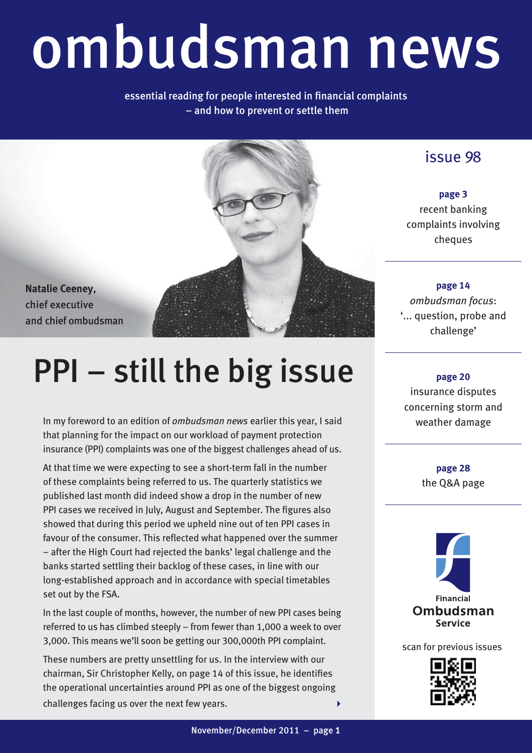# ombudsman news

essential reading for people interested in financial complaints – and how to prevent or settle them

issue 98

**page 3**
recent banking complaints involving cheques

**page 14**
*ombudsman focus*: '... question, probe and challenge'

**page 20**
insurance disputes concerning storm and weather damage

**page 28**
the Q&A page

Financial Ombudsman Service

scan for previous issues

**Natalie Ceeney,** chief executive and chief ombudsman

## PPI – still the big issue

In my foreword to an edition of *ombudsman news* earlier this year, I said that planning for the impact on our workload of payment protection insurance (PPI) complaints was one of the biggest challenges ahead of us.

At that time we were expecting to see a short-term fall in the number of these complaints being referred to us. The quarterly statistics we published last month did indeed show a drop in the number of new PPI cases we received in July, August and September. The figures also showed that during this period we upheld nine out of ten PPI cases in favour of the consumer. This reflected what happened over the summer – after the High Court had rejected the banks' legal challenge and the banks started settling their backlog of these cases, in line with our long-established approach and in accordance with special timetables set out by the FSA.

In the last couple of months, however, the number of new PPI cases being referred to us has climbed steeply – from fewer than 1,000 a week to over 3,000. This means we'll soon be getting our 300,000th PPI complaint.

These numbers are pretty unsettling for us. In the interview with our chairman, Sir Christopher Kelly, on page 14 of this issue, he identifies the operational uncertainties around PPI as one of the biggest ongoing challenges facing us over the next few years.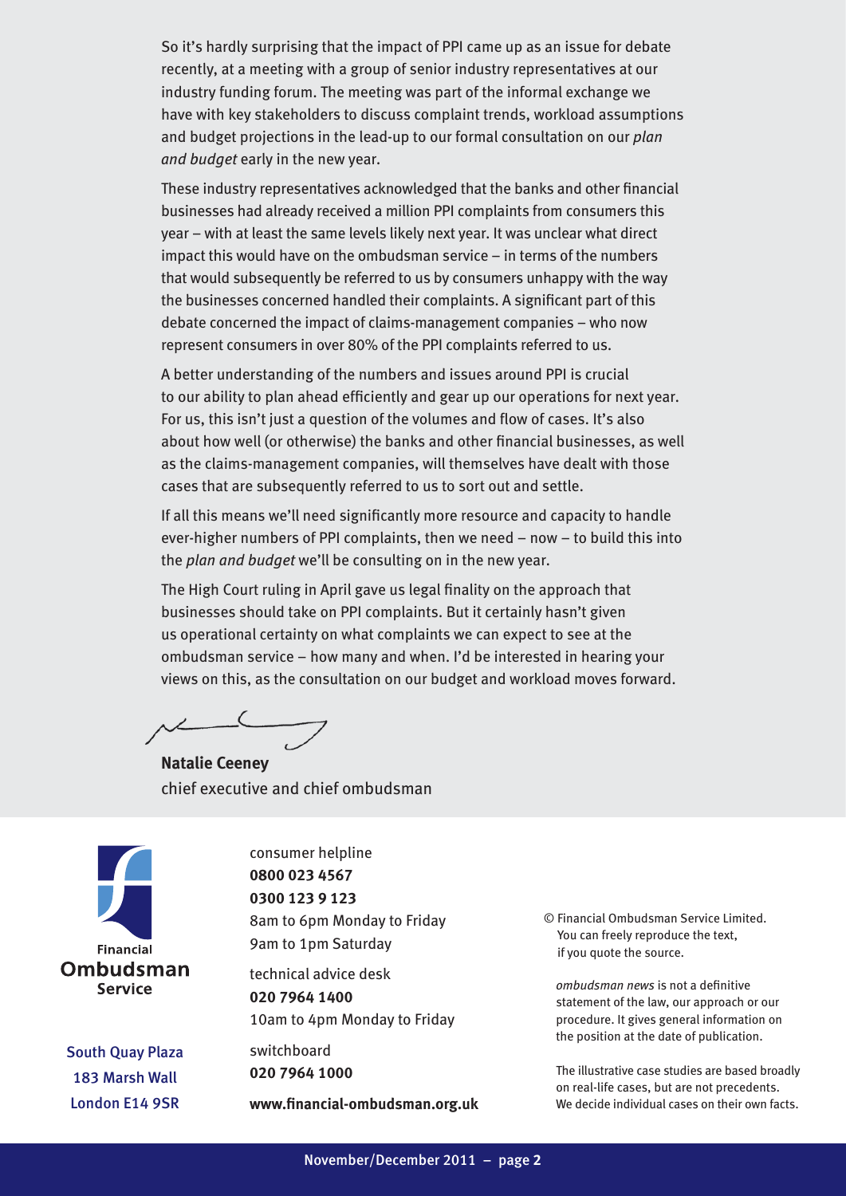So it's hardly surprising that the impact of PPI came up as an issue for debate recently, at a meeting with a group of senior industry representatives at our industry funding forum. The meeting was part of the informal exchange we have with key stakeholders to discuss complaint trends, workload assumptions and budget projections in the lead-up to our formal consultation on our *plan and budget* early in the new year.

These industry representatives acknowledged that the banks and other financial businesses had already received a million PPI complaints from consumers this year – with at least the same levels likely next year. It was unclear what direct impact this would have on the ombudsman service – in terms of the numbers that would subsequently be referred to us by consumers unhappy with the way the businesses concerned handled their complaints. A significant part of this debate concerned the impact of claims-management companies – who now represent consumers in over 80% of the PPI complaints referred to us.

A better understanding of the numbers and issues around PPI is crucial to our ability to plan ahead efficiently and gear up our operations for next year. For us, this isn't just a question of the volumes and flow of cases. It's also about how well (or otherwise) the banks and other financial businesses, as well as the claims-management companies, will themselves have dealt with those cases that are subsequently referred to us to sort out and settle.

If all this means we'll need significantly more resource and capacity to handle ever-higher numbers of PPI complaints, then we need – now – to build this into the *plan and budget* we'll be consulting on in the new year.

The High Court ruling in April gave us legal finality on the approach that businesses should take on PPI complaints. But it certainly hasn't given us operational certainty on what complaints we can expect to see at the ombudsman service – how many and when. I'd be interested in hearing your views on this, as the consultation on our budget and workload moves forward.

**Natalie Ceeney**
chief executive and chief ombudsman

Financial Ombudsman Service

South Quay Plaza
183 Marsh Wall
London E14 9SR

consumer helpline
**0800 023 4567**
**0300 123 9 123**
8am to 6pm Monday to Friday
9am to 1pm Saturday

technical advice desk
**020 7964 1400**
10am to 4pm Monday to Friday

switchboard
**020 7964 1000**

**www.financial-ombudsman.org.uk**

© Financial Ombudsman Service Limited. You can freely reproduce the text, if you quote the source.

*ombudsman news* is not a definitive statement of the law, our approach or our procedure. It gives general information on the position at the date of publication.

The illustrative case studies are based broadly on real-life cases, but are not precedents. We decide individual cases on their own facts.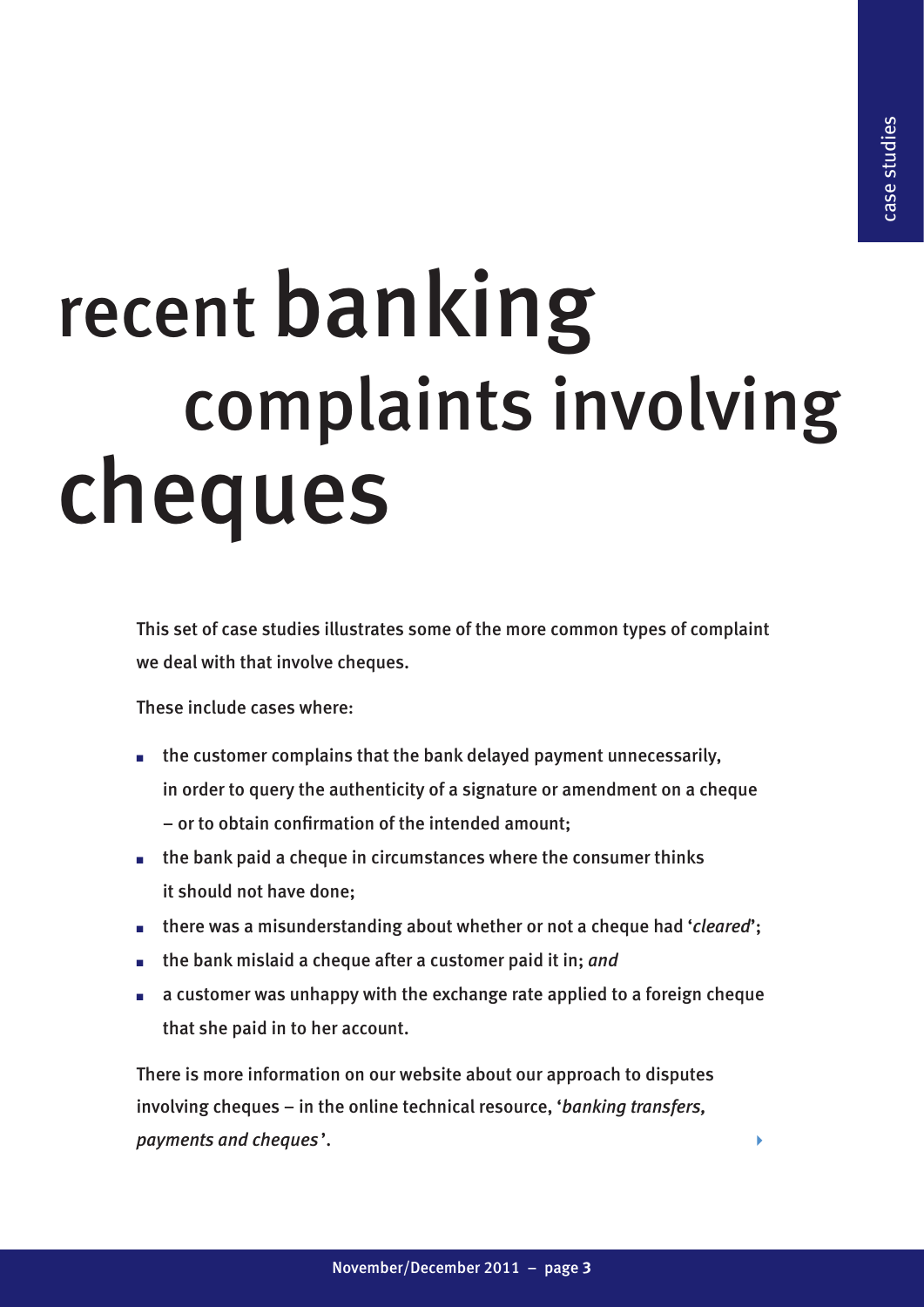# recent banking complaints involving cheques

This set of case studies illustrates some of the more common types of complaint we deal with that involve cheques.

These include cases where:

- the customer complains that the bank delayed payment unnecessarily, in order to query the authenticity of a signature or amendment on a cheque – or to obtain confirmation of the intended amount;
- the bank paid a cheque in circumstances where the consumer thinks it should not have done;
- there was a misunderstanding about whether or not a cheque had '*cleared*';
- the bank mislaid a cheque after a customer paid it in; *and*
- a customer was unhappy with the exchange rate applied to a foreign cheque that she paid in to her account.

There is more information on our website about our approach to disputes involving cheques – in the online technical resource, '*banking transfers, payments and cheques*'.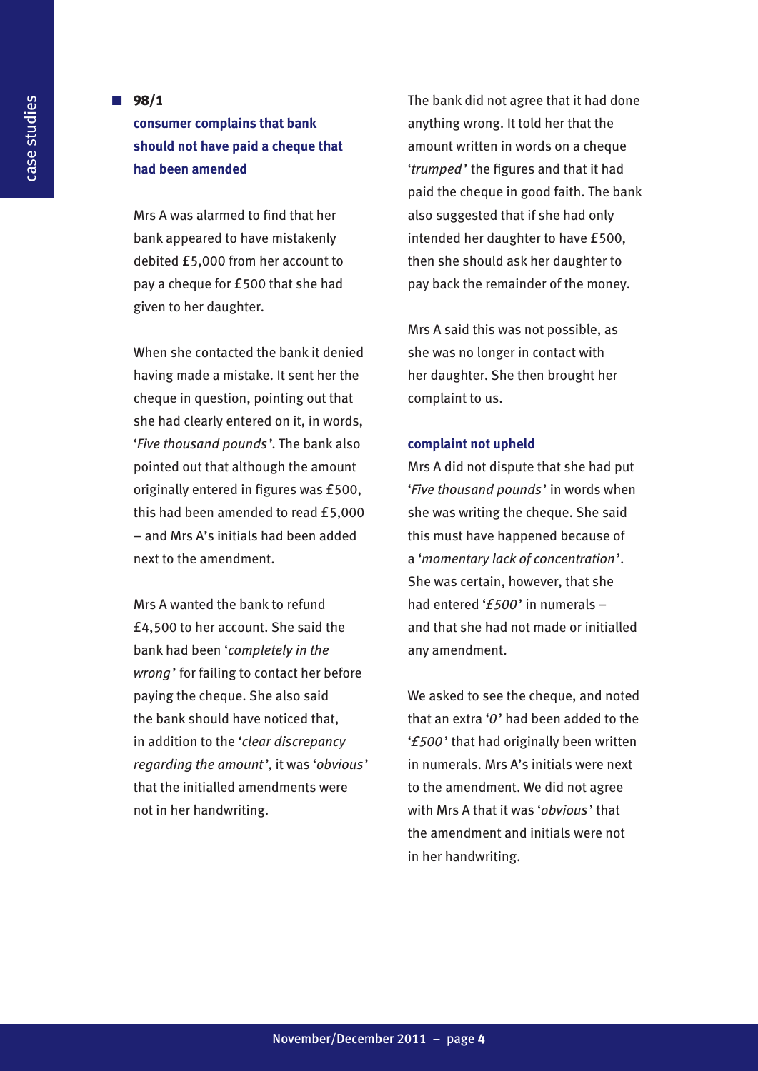## 98/1

### consumer complains that bank should not have paid a cheque that had been amended

Mrs A was alarmed to find that her bank appeared to have mistakenly debited £5,000 from her account to pay a cheque for £500 that she had given to her daughter.

When she contacted the bank it denied having made a mistake. It sent her the cheque in question, pointing out that she had clearly entered on it, in words, '*Five thousand pounds*'. The bank also pointed out that although the amount originally entered in figures was £500, this had been amended to read £5,000 – and Mrs A's initials had been added next to the amendment.

Mrs A wanted the bank to refund £4,500 to her account. She said the bank had been '*completely in the wrong*' for failing to contact her before paying the cheque. She also said the bank should have noticed that, in addition to the '*clear discrepancy regarding the amount*', it was '*obvious*' that the initialled amendments were not in her handwriting.

The bank did not agree that it had done anything wrong. It told her that the amount written in words on a cheque '*trumped*' the figures and that it had paid the cheque in good faith. The bank also suggested that if she had only intended her daughter to have £500, then she should ask her daughter to pay back the remainder of the money.

Mrs A said this was not possible, as she was no longer in contact with her daughter. She then brought her complaint to us.

#### complaint not upheld

Mrs A did not dispute that she had put '*Five thousand pounds*' in words when she was writing the cheque. She said this must have happened because of a '*momentary lack of concentration*'. She was certain, however, that she had entered '*£500*' in numerals – and that she had not made or initialled any amendment.

We asked to see the cheque, and noted that an extra '*0*' had been added to the '*£500*' that had originally been written in numerals. Mrs A's initials were next to the amendment. We did not agree with Mrs A that it was '*obvious*' that the amendment and initials were not in her handwriting.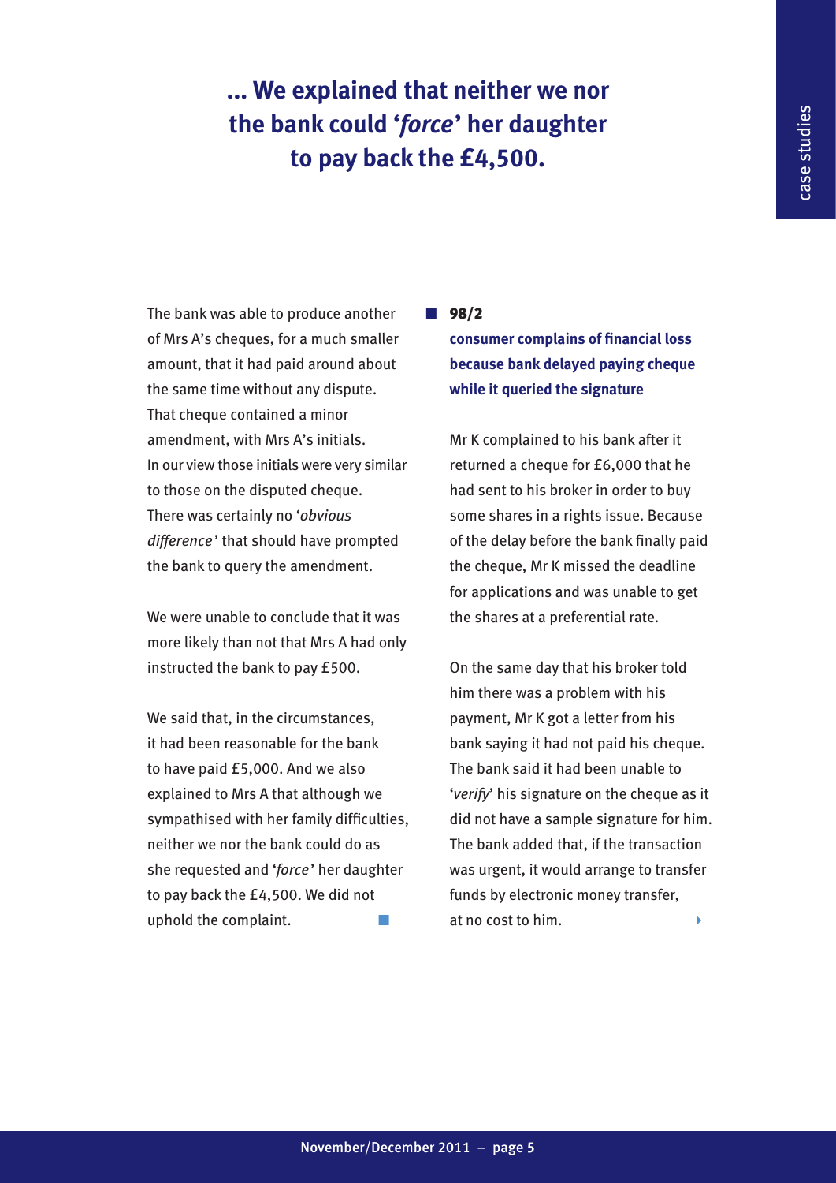**... We explained that neither we nor the bank could '*force*' her daughter to pay back the £4,500.**

The bank was able to produce another of Mrs A's cheques, for a much smaller amount, that it had paid around about the same time without any dispute. That cheque contained a minor amendment, with Mrs A's initials. In our view those initials were very similar to those on the disputed cheque. There was certainly no '*obvious difference*' that should have prompted the bank to query the amendment.

We were unable to conclude that it was more likely than not that Mrs A had only instructed the bank to pay £500.

We said that, in the circumstances, it had been reasonable for the bank to have paid £5,000. And we also explained to Mrs A that although we sympathised with her family difficulties, neither we nor the bank could do as she requested and '*force*' her daughter to pay back the £4,500. We did not uphold the complaint.

### 98/2

**consumer complains of financial loss because bank delayed paying cheque while it queried the signature**

Mr K complained to his bank after it returned a cheque for £6,000 that he had sent to his broker in order to buy some shares in a rights issue. Because of the delay before the bank finally paid the cheque, Mr K missed the deadline for applications and was unable to get the shares at a preferential rate.

On the same day that his broker told him there was a problem with his payment, Mr K got a letter from his bank saying it had not paid his cheque. The bank said it had been unable to '*verify*' his signature on the cheque as it did not have a sample signature for him. The bank added that, if the transaction was urgent, it would arrange to transfer funds by electronic money transfer, at no cost to him.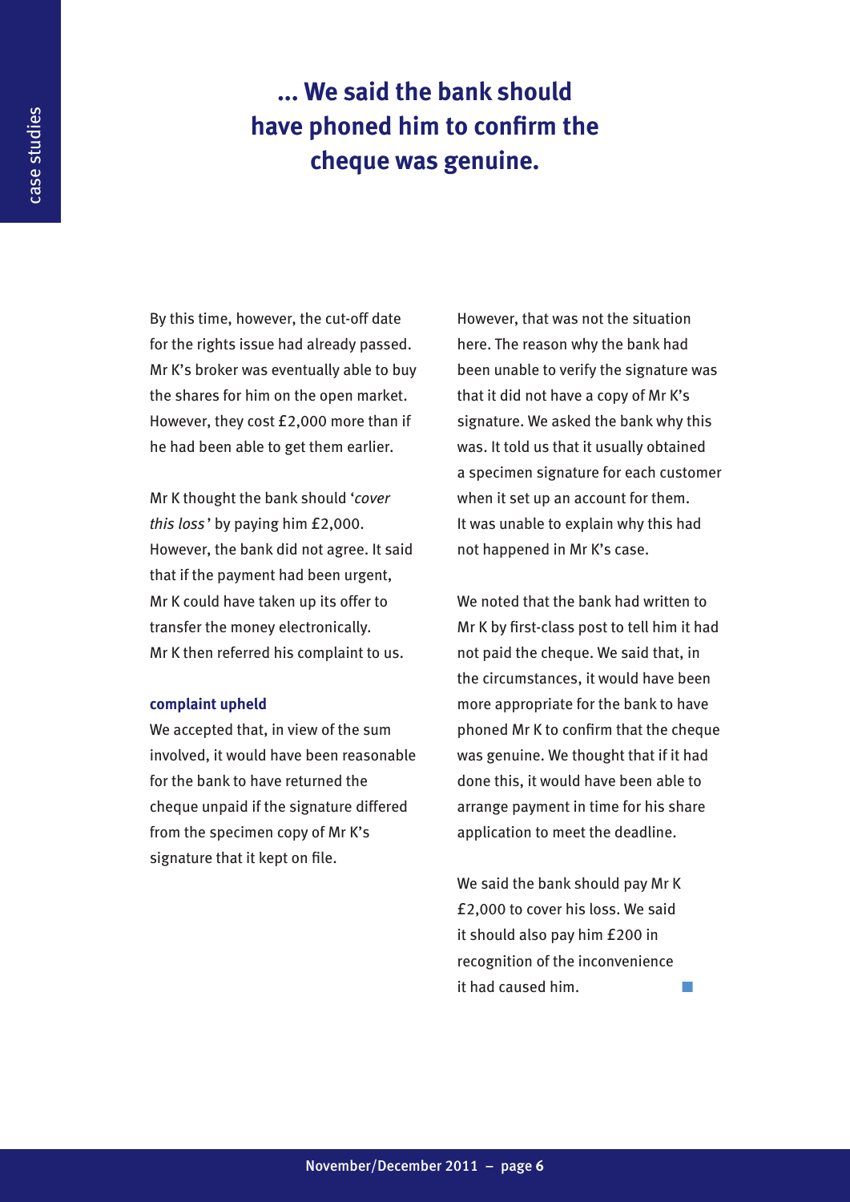**... We said the bank should have phoned him to confirm the cheque was genuine.**

By this time, however, the cut-off date for the rights issue had already passed. Mr K's broker was eventually able to buy the shares for him on the open market. However, they cost £2,000 more than if he had been able to get them earlier.

Mr K thought the bank should '*cover this loss*' by paying him £2,000. However, the bank did not agree. It said that if the payment had been urgent, Mr K could have taken up its offer to transfer the money electronically. Mr K then referred his complaint to us.

#### complaint upheld

We accepted that, in view of the sum involved, it would have been reasonable for the bank to have returned the cheque unpaid if the signature differed from the specimen copy of Mr K's signature that it kept on file.

However, that was not the situation here. The reason why the bank had been unable to verify the signature was that it did not have a copy of Mr K's signature. We asked the bank why this was. It told us that it usually obtained a specimen signature for each customer when it set up an account for them. It was unable to explain why this had not happened in Mr K's case.

We noted that the bank had written to Mr K by first-class post to tell him it had not paid the cheque. We said that, in the circumstances, it would have been more appropriate for the bank to have phoned Mr K to confirm that the cheque was genuine. We thought that if it had done this, it would have been able to arrange payment in time for his share application to meet the deadline.

We said the bank should pay Mr K £2,000 to cover his loss. We said it should also pay him £200 in recognition of the inconvenience it had caused him.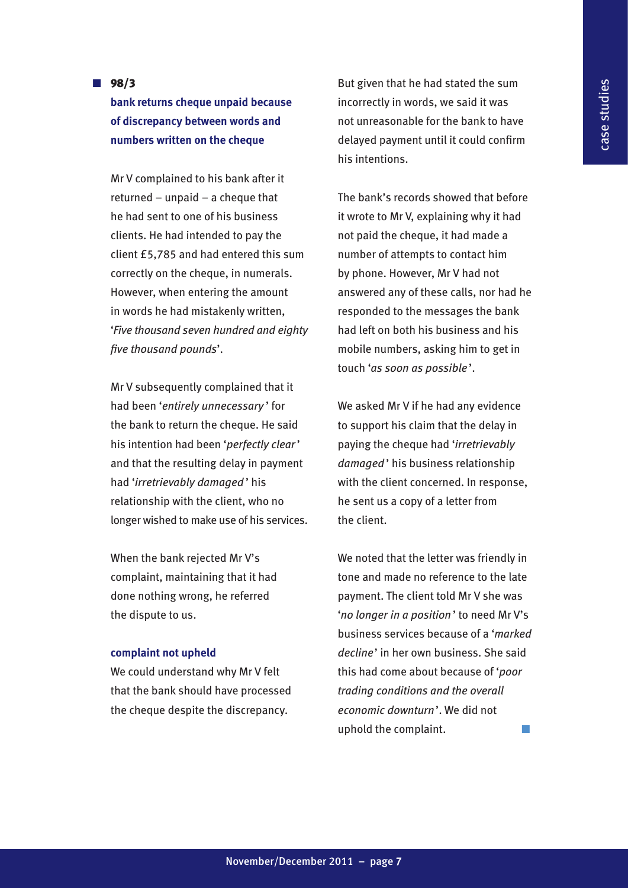## 98/3

### bank returns cheque unpaid because of discrepancy between words and numbers written on the cheque

Mr V complained to his bank after it returned – unpaid – a cheque that he had sent to one of his business clients. He had intended to pay the client £5,785 and had entered this sum correctly on the cheque, in numerals. However, when entering the amount in words he had mistakenly written, '*Five thousand seven hundred and eighty five thousand pounds*'.

Mr V subsequently complained that it had been '*entirely unnecessary*' for the bank to return the cheque. He said his intention had been '*perfectly clear*' and that the resulting delay in payment had '*irretrievably damaged*' his relationship with the client, who no longer wished to make use of his services.

When the bank rejected Mr V's complaint, maintaining that it had done nothing wrong, he referred the dispute to us.

#### complaint not upheld

We could understand why Mr V felt that the bank should have processed the cheque despite the discrepancy. But given that he had stated the sum incorrectly in words, we said it was not unreasonable for the bank to have delayed payment until it could confirm his intentions.

The bank's records showed that before it wrote to Mr V, explaining why it had not paid the cheque, it had made a number of attempts to contact him by phone. However, Mr V had not answered any of these calls, nor had he responded to the messages the bank had left on both his business and his mobile numbers, asking him to get in touch '*as soon as possible*'.

We asked Mr V if he had any evidence to support his claim that the delay in paying the cheque had '*irretrievably damaged*' his business relationship with the client concerned. In response, he sent us a copy of a letter from the client.

We noted that the letter was friendly in tone and made no reference to the late payment. The client told Mr V she was '*no longer in a position*' to need Mr V's business services because of a '*marked decline*' in her own business. She said this had come about because of '*poor trading conditions and the overall economic downturn*'. We did not uphold the complaint.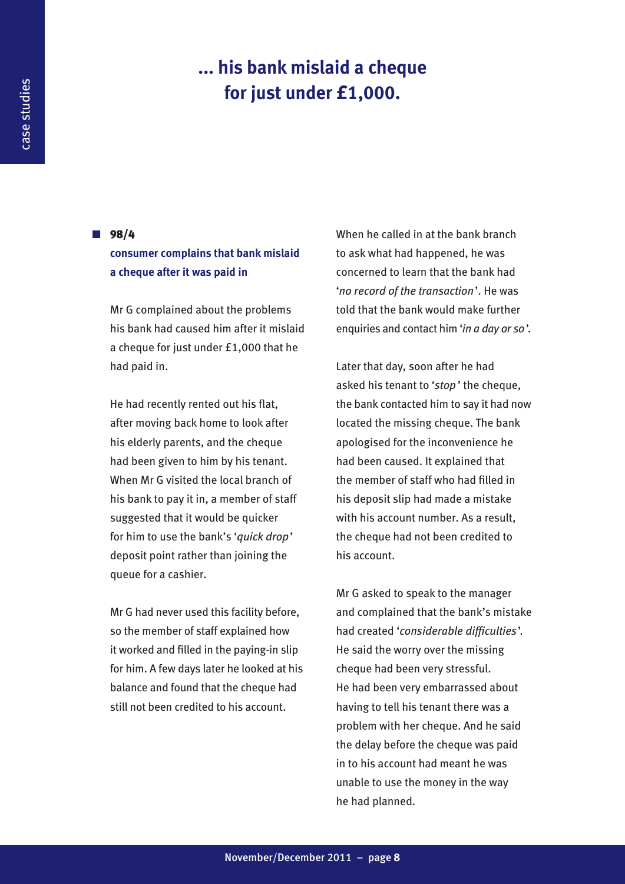# ... his bank mislaid a cheque for just under £1,000.

## 98/4

### consumer complains that bank mislaid a cheque after it was paid in

Mr G complained about the problems his bank had caused him after it mislaid a cheque for just under £1,000 that he had paid in.

He had recently rented out his flat, after moving back home to look after his elderly parents, and the cheque had been given to him by his tenant. When Mr G visited the local branch of his bank to pay it in, a member of staff suggested that it would be quicker for him to use the bank's '*quick drop*' deposit point rather than joining the queue for a cashier.

Mr G had never used this facility before, so the member of staff explained how it worked and filled in the paying-in slip for him. A few days later he looked at his balance and found that the cheque had still not been credited to his account.

When he called in at the bank branch to ask what had happened, he was concerned to learn that the bank had '*no record of the transaction*'. He was told that the bank would make further enquiries and contact him '*in a day or so*'.

Later that day, soon after he had asked his tenant to '*stop*' the cheque, the bank contacted him to say it had now located the missing cheque. The bank apologised for the inconvenience he had been caused. It explained that the member of staff who had filled in his deposit slip had made a mistake with his account number. As a result, the cheque had not been credited to his account.

Mr G asked to speak to the manager and complained that the bank's mistake had created '*considerable difficulties*'. He said the worry over the missing cheque had been very stressful. He had been very embarrassed about having to tell his tenant there was a problem with her cheque. And he said the delay before the cheque was paid in to his account had meant he was unable to use the money in the way he had planned.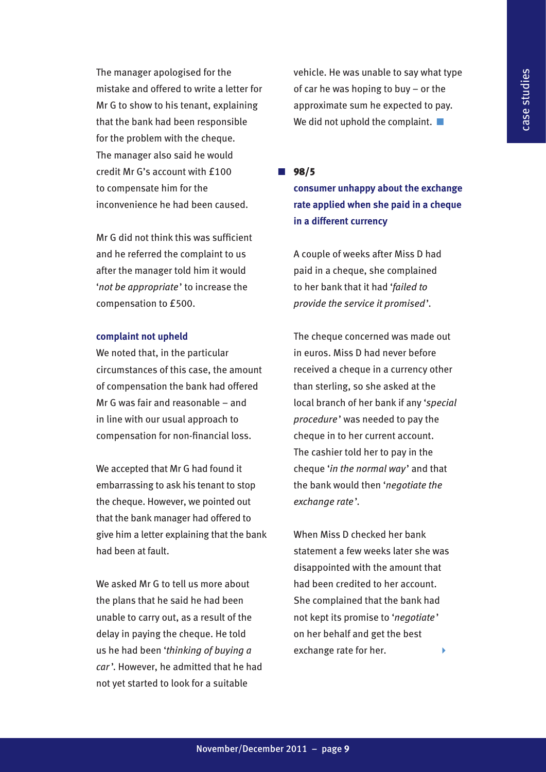The manager apologised for the mistake and offered to write a letter for Mr G to show to his tenant, explaining that the bank had been responsible for the problem with the cheque. The manager also said he would credit Mr G's account with £100 to compensate him for the inconvenience he had been caused.

Mr G did not think this was sufficient and he referred the complaint to us after the manager told him it would '*not be appropriate*' to increase the compensation to £500.

**complaint not upheld**

We noted that, in the particular circumstances of this case, the amount of compensation the bank had offered Mr G was fair and reasonable – and in line with our usual approach to compensation for non-financial loss.

We accepted that Mr G had found it embarrassing to ask his tenant to stop the cheque. However, we pointed out that the bank manager had offered to give him a letter explaining that the bank had been at fault.

We asked Mr G to tell us more about the plans that he said he had been unable to carry out, as a result of the delay in paying the cheque. He told us he had been '*thinking of buying a car*'. However, he admitted that he had not yet started to look for a suitable vehicle. He was unable to say what type of car he was hoping to buy – or the approximate sum he expected to pay. We did not uphold the complaint.

## 98/5

### consumer unhappy about the exchange rate applied when she paid in a cheque in a different currency

A couple of weeks after Miss D had paid in a cheque, she complained to her bank that it had '*failed to provide the service it promised*'.

The cheque concerned was made out in euros. Miss D had never before received a cheque in a currency other than sterling, so she asked at the local branch of her bank if any '*special procedure*' was needed to pay the cheque in to her current account. The cashier told her to pay in the cheque '*in the normal way*' and that the bank would then '*negotiate the exchange rate*'.

When Miss D checked her bank statement a few weeks later she was disappointed with the amount that had been credited to her account. She complained that the bank had not kept its promise to '*negotiate*' on her behalf and get the best exchange rate for her.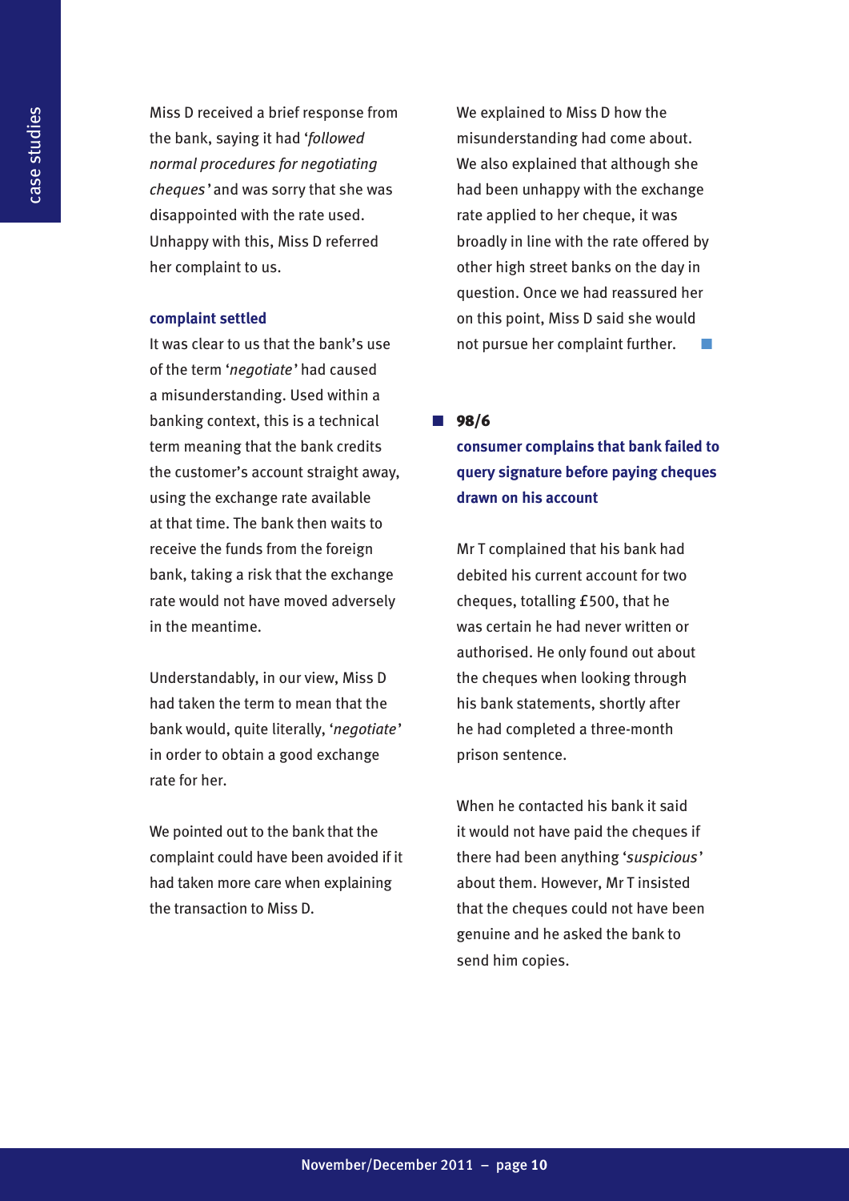Miss D received a brief response from the bank, saying it had '*followed normal procedures for negotiating cheques*' and was sorry that she was disappointed with the rate used. Unhappy with this, Miss D referred her complaint to us.

**complaint settled**

It was clear to us that the bank's use of the term '*negotiate*' had caused a misunderstanding. Used within a banking context, this is a technical term meaning that the bank credits the customer's account straight away, using the exchange rate available at that time. The bank then waits to receive the funds from the foreign bank, taking a risk that the exchange rate would not have moved adversely in the meantime.

Understandably, in our view, Miss D had taken the term to mean that the bank would, quite literally, '*negotiate*' in order to obtain a good exchange rate for her.

We pointed out to the bank that the complaint could have been avoided if it had taken more care when explaining the transaction to Miss D.

We explained to Miss D how the misunderstanding had come about. We also explained that although she had been unhappy with the exchange rate applied to her cheque, it was broadly in line with the rate offered by other high street banks on the day in question. Once we had reassured her on this point, Miss D said she would not pursue her complaint further.

## 98/6

### consumer complains that bank failed to query signature before paying cheques drawn on his account

Mr T complained that his bank had debited his current account for two cheques, totalling £500, that he was certain he had never written or authorised. He only found out about the cheques when looking through his bank statements, shortly after he had completed a three-month prison sentence.

When he contacted his bank it said it would not have paid the cheques if there had been anything '*suspicious*' about them. However, Mr T insisted that the cheques could not have been genuine and he asked the bank to send him copies.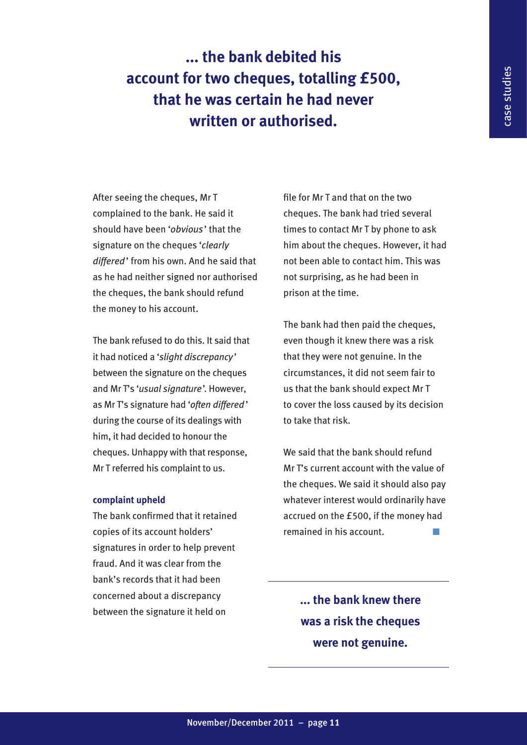**... the bank debited his account for two cheques, totalling £500, that he was certain he had never written or authorised.**

After seeing the cheques, Mr T complained to the bank. He said it should have been '*obvious*' that the signature on the cheques '*clearly differed*' from his own. And he said that as he had neither signed nor authorised the cheques, the bank should refund the money to his account.

The bank refused to do this. It said that it had noticed a '*slight discrepancy*' between the signature on the cheques and Mr T's '*usual signature*'. However, as Mr T's signature had '*often differed*' during the course of its dealings with him, it had decided to honour the cheques. Unhappy with that response, Mr T referred his complaint to us.

### complaint upheld

The bank confirmed that it retained copies of its account holders' signatures in order to help prevent fraud. And it was clear from the bank's records that it had been concerned about a discrepancy between the signature it held on file for Mr T and that on the two cheques. The bank had tried several times to contact Mr T by phone to ask him about the cheques. However, it had not been able to contact him. This was not surprising, as he had been in prison at the time.

The bank had then paid the cheques, even though it knew there was a risk that they were not genuine. In the circumstances, it did not seem fair to us that the bank should expect Mr T to cover the loss caused by its decision to take that risk.

We said that the bank should refund Mr T's current account with the value of the cheques. We said it should also pay whatever interest would ordinarily have accrued on the £500, if the money had remained in his account.

**... the bank knew there was a risk the cheques were not genuine.**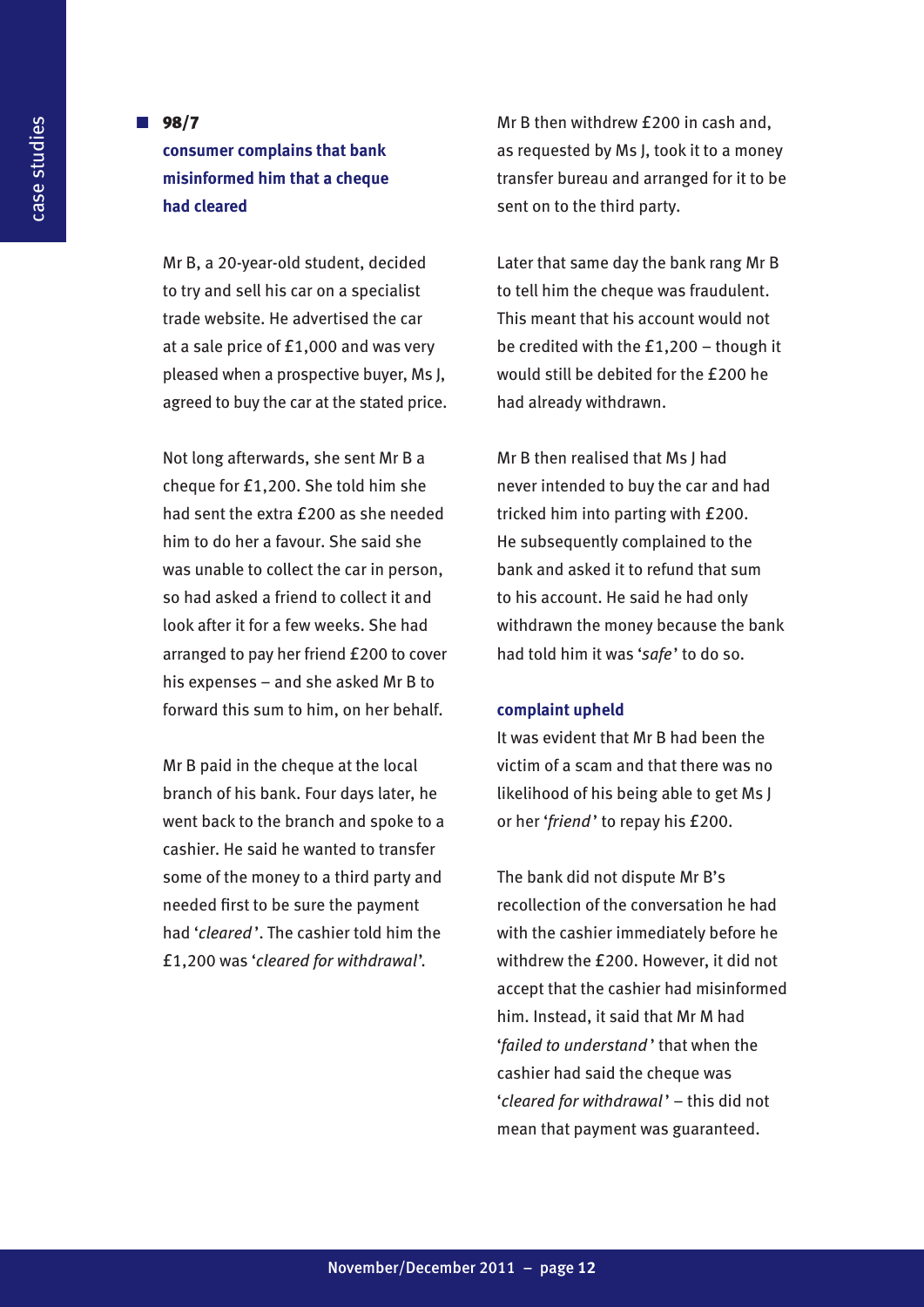## 98/7

### consumer complains that bank misinformed him that a cheque had cleared

Mr B, a 20-year-old student, decided to try and sell his car on a specialist trade website. He advertised the car at a sale price of £1,000 and was very pleased when a prospective buyer, Ms J, agreed to buy the car at the stated price.

Not long afterwards, she sent Mr B a cheque for £1,200. She told him she had sent the extra £200 as she needed him to do her a favour. She said she was unable to collect the car in person, so had asked a friend to collect it and look after it for a few weeks. She had arranged to pay her friend £200 to cover his expenses – and she asked Mr B to forward this sum to him, on her behalf.

Mr B paid in the cheque at the local branch of his bank. Four days later, he went back to the branch and spoke to a cashier. He said he wanted to transfer some of the money to a third party and needed first to be sure the payment had '*cleared*'. The cashier told him the £1,200 was '*cleared for withdrawal*'.

Mr B then withdrew £200 in cash and, as requested by Ms J, took it to a money transfer bureau and arranged for it to be sent on to the third party.

Later that same day the bank rang Mr B to tell him the cheque was fraudulent. This meant that his account would not be credited with the £1,200 – though it would still be debited for the £200 he had already withdrawn.

Mr B then realised that Ms J had never intended to buy the car and had tricked him into parting with £200. He subsequently complained to the bank and asked it to refund that sum to his account. He said he had only withdrawn the money because the bank had told him it was '*safe*' to do so.

#### complaint upheld

It was evident that Mr B had been the victim of a scam and that there was no likelihood of his being able to get Ms J or her '*friend*' to repay his £200.

The bank did not dispute Mr B's recollection of the conversation he had with the cashier immediately before he withdrew the £200. However, it did not accept that the cashier had misinformed him. Instead, it said that Mr M had '*failed to understand*' that when the cashier had said the cheque was '*cleared for withdrawal*' – this did not mean that payment was guaranteed.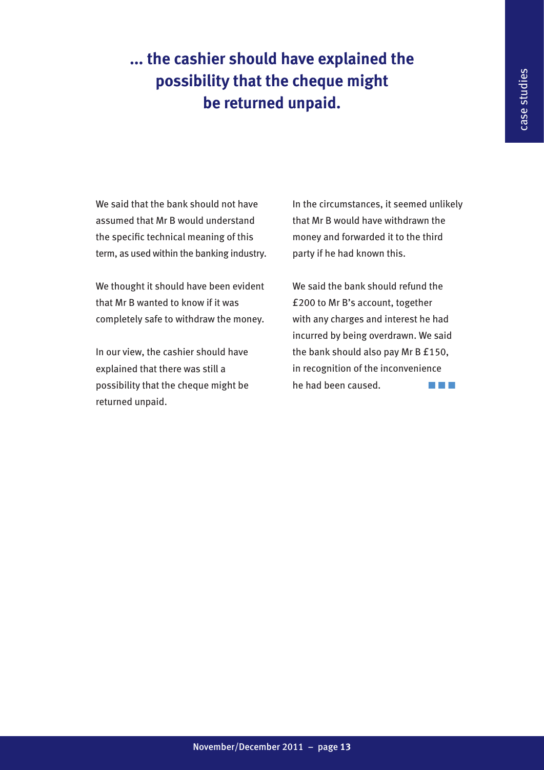**... the cashier should have explained the possibility that the cheque might be returned unpaid.**

We said that the bank should not have assumed that Mr B would understand the specific technical meaning of this term, as used within the banking industry.

We thought it should have been evident that Mr B wanted to know if it was completely safe to withdraw the money.

In our view, the cashier should have explained that there was still a possibility that the cheque might be returned unpaid.

In the circumstances, it seemed unlikely that Mr B would have withdrawn the money and forwarded it to the third party if he had known this.

We said the bank should refund the £200 to Mr B's account, together with any charges and interest he had incurred by being overdrawn. We said the bank should also pay Mr B £150, in recognition of the inconvenience he had been caused.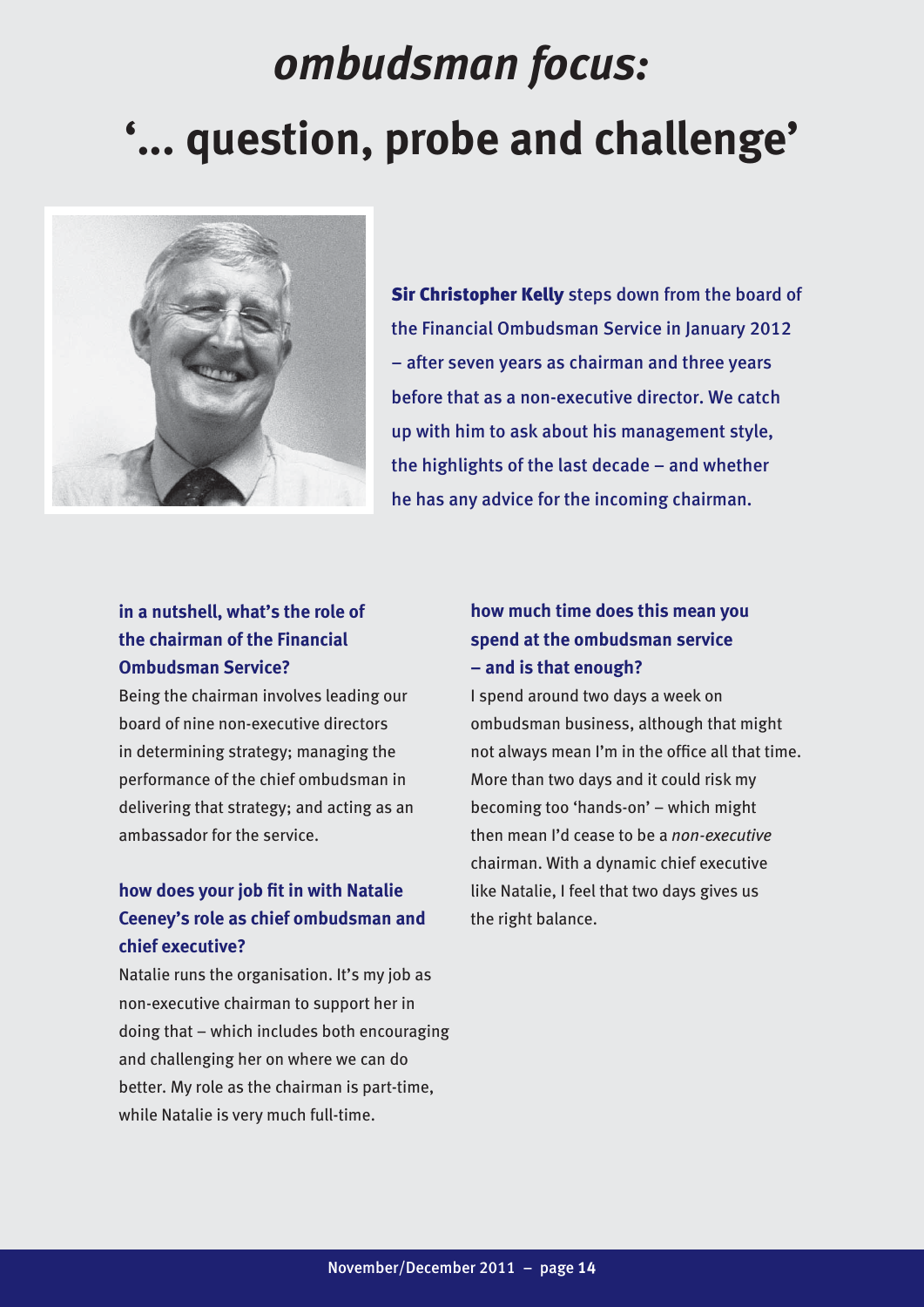# *ombudsman focus:*

# '... question, probe and challenge'

**Sir Christopher Kelly** steps down from the board of the Financial Ombudsman Service in January 2012 – after seven years as chairman and three years before that as a non-executive director. We catch up with him to ask about his management style, the highlights of the last decade – and whether he has any advice for the incoming chairman.

### in a nutshell, what's the role of the chairman of the Financial Ombudsman Service?

Being the chairman involves leading our board of nine non-executive directors in determining strategy; managing the performance of the chief ombudsman in delivering that strategy; and acting as an ambassador for the service.

### how does your job fit in with Natalie Ceeney's role as chief ombudsman and chief executive?

Natalie runs the organisation. It's my job as non-executive chairman to support her in doing that – which includes both encouraging and challenging her on where we can do better. My role as the chairman is part-time, while Natalie is very much full-time.

### how much time does this mean you spend at the ombudsman service – and is that enough?

I spend around two days a week on ombudsman business, although that might not always mean I'm in the office all that time. More than two days and it could risk my becoming too 'hands-on' – which might then mean I'd cease to be a *non-executive* chairman. With a dynamic chief executive like Natalie, I feel that two days gives us the right balance.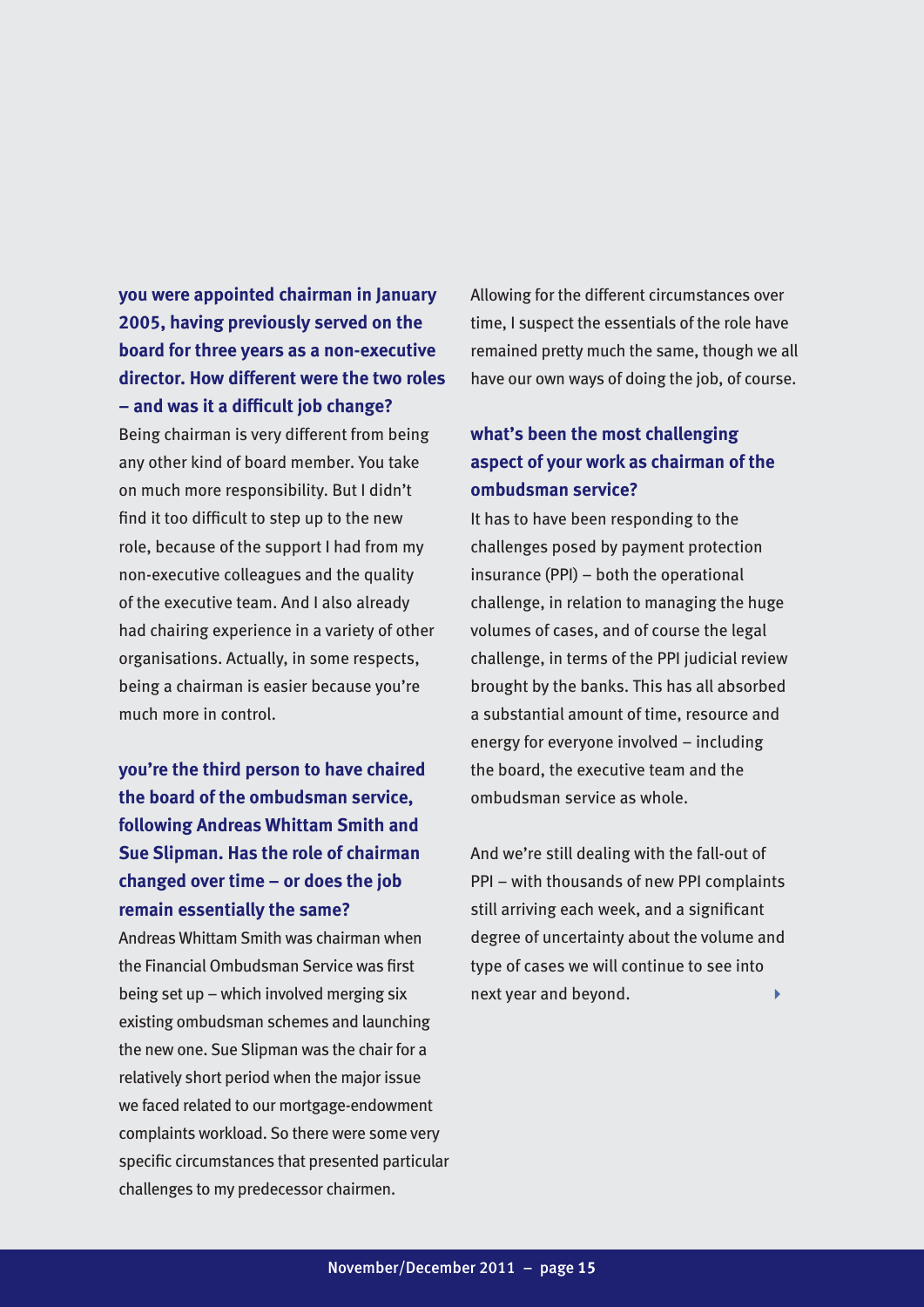**you were appointed chairman in January 2005, having previously served on the board for three years as a non-executive director. How different were the two roles – and was it a difficult job change?**

Being chairman is very different from being any other kind of board member. You take on much more responsibility. But I didn't find it too difficult to step up to the new role, because of the support I had from my non-executive colleagues and the quality of the executive team. And I also already had chairing experience in a variety of other organisations. Actually, in some respects, being a chairman is easier because you're much more in control.

**you're the third person to have chaired the board of the ombudsman service, following Andreas Whittam Smith and Sue Slipman. Has the role of chairman changed over time – or does the job remain essentially the same?**

Andreas Whittam Smith was chairman when the Financial Ombudsman Service was first being set up – which involved merging six existing ombudsman schemes and launching the new one. Sue Slipman was the chair for a relatively short period when the major issue we faced related to our mortgage-endowment complaints workload. So there were some very specific circumstances that presented particular challenges to my predecessor chairmen.

Allowing for the different circumstances over time, I suspect the essentials of the role have remained pretty much the same, though we all have our own ways of doing the job, of course.

**what's been the most challenging aspect of your work as chairman of the ombudsman service?**

It has to have been responding to the challenges posed by payment protection insurance (PPI) – both the operational challenge, in relation to managing the huge volumes of cases, and of course the legal challenge, in terms of the PPI judicial review brought by the banks. This has all absorbed a substantial amount of time, resource and energy for everyone involved – including the board, the executive team and the ombudsman service as whole.

And we're still dealing with the fall-out of PPI – with thousands of new PPI complaints still arriving each week, and a significant degree of uncertainty about the volume and type of cases we will continue to see into next year and beyond.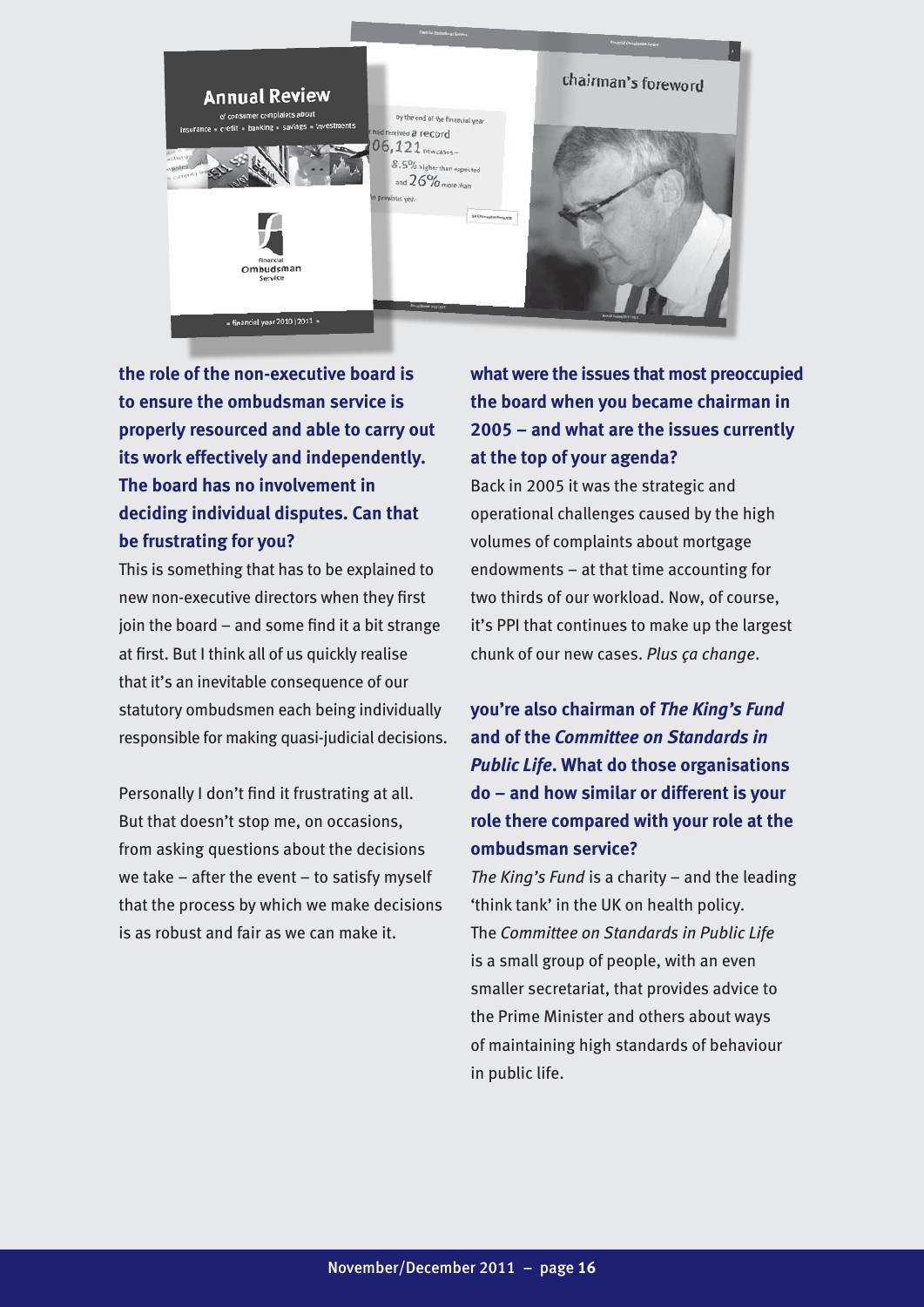**the role of the non-executive board is to ensure the ombudsman service is properly resourced and able to carry out its work effectively and independently. The board has no involvement in deciding individual disputes. Can that be frustrating for you?**

This is something that has to be explained to new non-executive directors when they first join the board – and some find it a bit strange at first. But I think all of us quickly realise that it's an inevitable consequence of our statutory ombudsmen each being individually responsible for making quasi-judicial decisions.

Personally I don't find it frustrating at all. But that doesn't stop me, on occasions, from asking questions about the decisions we take – after the event – to satisfy myself that the process by which we make decisions is as robust and fair as we can make it.

**what were the issues that most preoccupied the board when you became chairman in 2005 – and what are the issues currently at the top of your agenda?**

Back in 2005 it was the strategic and operational challenges caused by the high volumes of complaints about mortgage endowments – at that time accounting for two thirds of our workload. Now, of course, it's PPI that continues to make up the largest chunk of our new cases. *Plus ça change*.

**you're also chairman of *The King's Fund* and of the *Committee on Standards in Public Life*. What do those organisations do – and how similar or different is your role there compared with your role at the ombudsman service?**

*The King's Fund* is a charity – and the leading 'think tank' in the UK on health policy. The *Committee on Standards in Public Life* is a small group of people, with an even smaller secretariat, that provides advice to the Prime Minister and others about ways of maintaining high standards of behaviour in public life.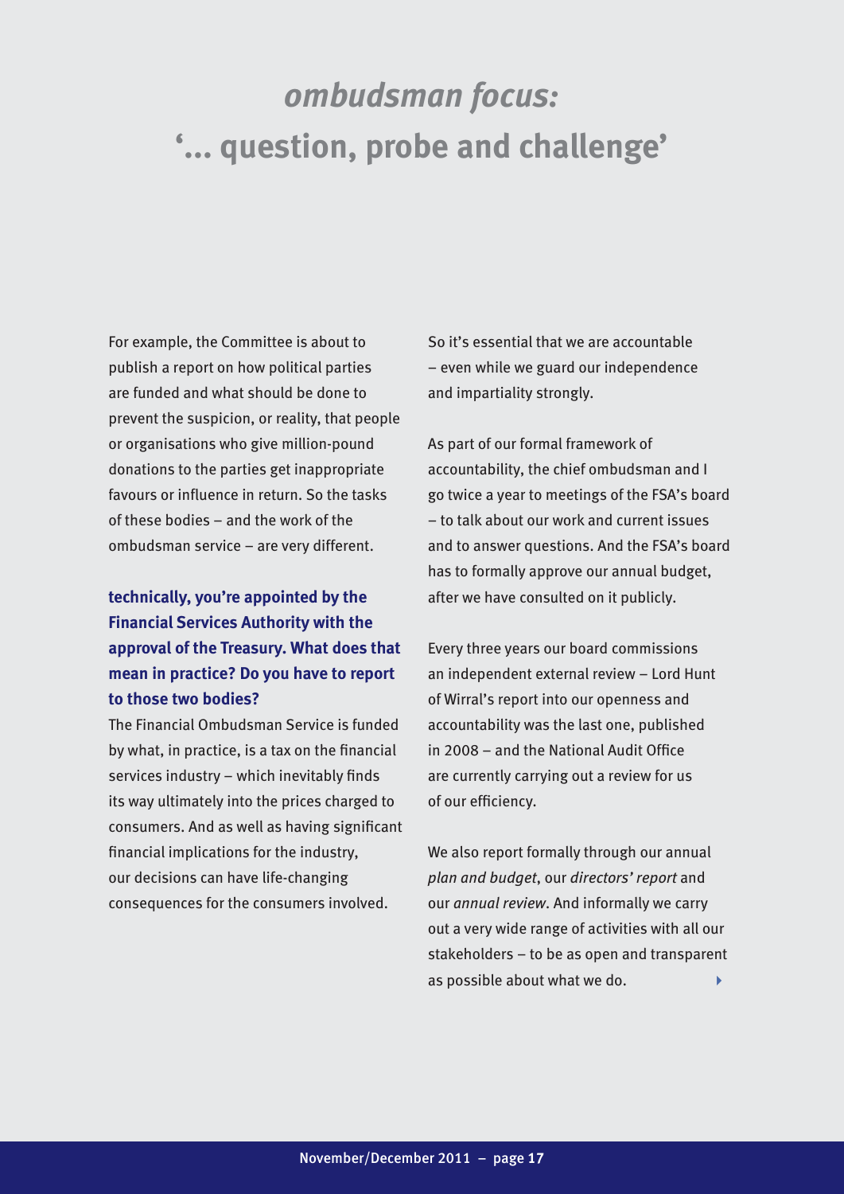# *ombudsman focus:*
# '... question, probe and challenge'

For example, the Committee is about to publish a report on how political parties are funded and what should be done to prevent the suspicion, or reality, that people or organisations who give million-pound donations to the parties get inappropriate favours or influence in return. So the tasks of these bodies – and the work of the ombudsman service – are very different.

**technically, you're appointed by the Financial Services Authority with the approval of the Treasury. What does that mean in practice? Do you have to report to those two bodies?**

The Financial Ombudsman Service is funded by what, in practice, is a tax on the financial services industry – which inevitably finds its way ultimately into the prices charged to consumers. And as well as having significant financial implications for the industry, our decisions can have life-changing consequences for the consumers involved.

So it's essential that we are accountable – even while we guard our independence and impartiality strongly.

As part of our formal framework of accountability, the chief ombudsman and I go twice a year to meetings of the FSA's board – to talk about our work and current issues and to answer questions. And the FSA's board has to formally approve our annual budget, after we have consulted on it publicly.

Every three years our board commissions an independent external review – Lord Hunt of Wirral's report into our openness and accountability was the last one, published in 2008 – and the National Audit Office are currently carrying out a review for us of our efficiency.

We also report formally through our annual *plan and budget*, our *directors' report* and our *annual review*. And informally we carry out a very wide range of activities with all our stakeholders – to be as open and transparent as possible about what we do.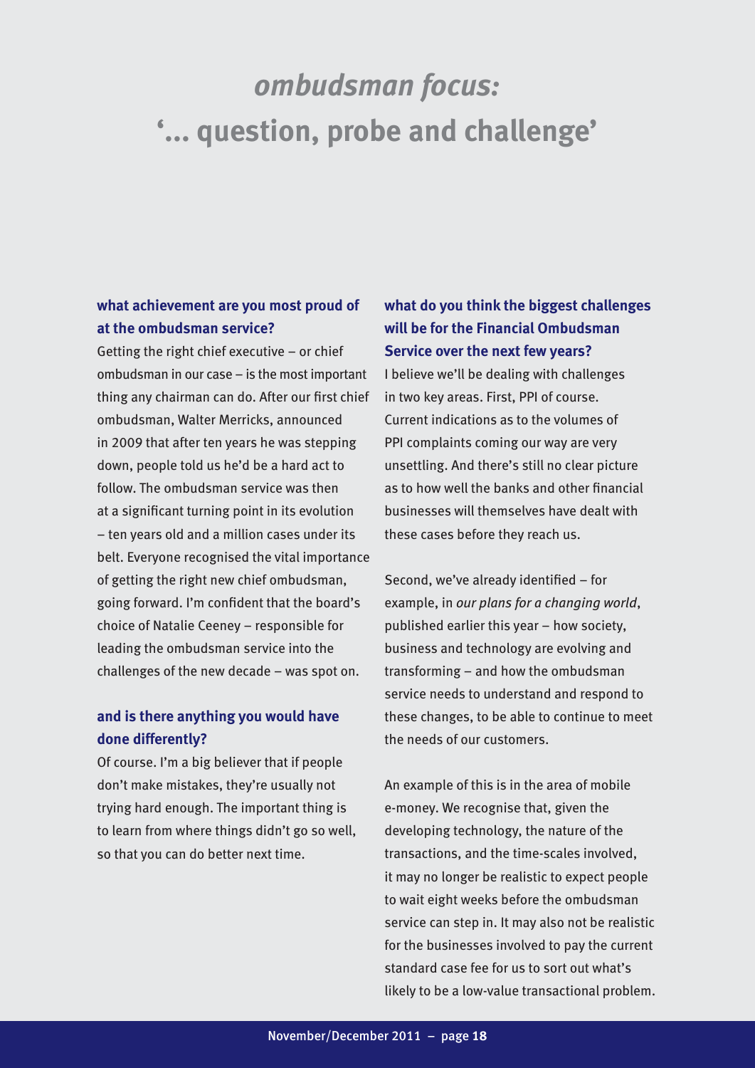# *ombudsman focus:* '... question, probe and challenge'

### what achievement are you most proud of at the ombudsman service?

Getting the right chief executive – or chief ombudsman in our case – is the most important thing any chairman can do. After our first chief ombudsman, Walter Merricks, announced in 2009 that after ten years he was stepping down, people told us he'd be a hard act to follow. The ombudsman service was then at a significant turning point in its evolution – ten years old and a million cases under its belt. Everyone recognised the vital importance of getting the right new chief ombudsman, going forward. I'm confident that the board's choice of Natalie Ceeney – responsible for leading the ombudsman service into the challenges of the new decade – was spot on.

### and is there anything you would have done differently?

Of course. I'm a big believer that if people don't make mistakes, they're usually not trying hard enough. The important thing is to learn from where things didn't go so well, so that you can do better next time.

### what do you think the biggest challenges will be for the Financial Ombudsman Service over the next few years?

I believe we'll be dealing with challenges in two key areas. First, PPI of course. Current indications as to the volumes of PPI complaints coming our way are very unsettling. And there's still no clear picture as to how well the banks and other financial businesses will themselves have dealt with these cases before they reach us.

Second, we've already identified – for example, in *our plans for a changing world*, published earlier this year – how society, business and technology are evolving and transforming – and how the ombudsman service needs to understand and respond to these changes, to be able to continue to meet the needs of our customers.

An example of this is in the area of mobile e-money. We recognise that, given the developing technology, the nature of the transactions, and the time-scales involved, it may no longer be realistic to expect people to wait eight weeks before the ombudsman service can step in. It may also not be realistic for the businesses involved to pay the current standard case fee for us to sort out what's likely to be a low-value transactional problem.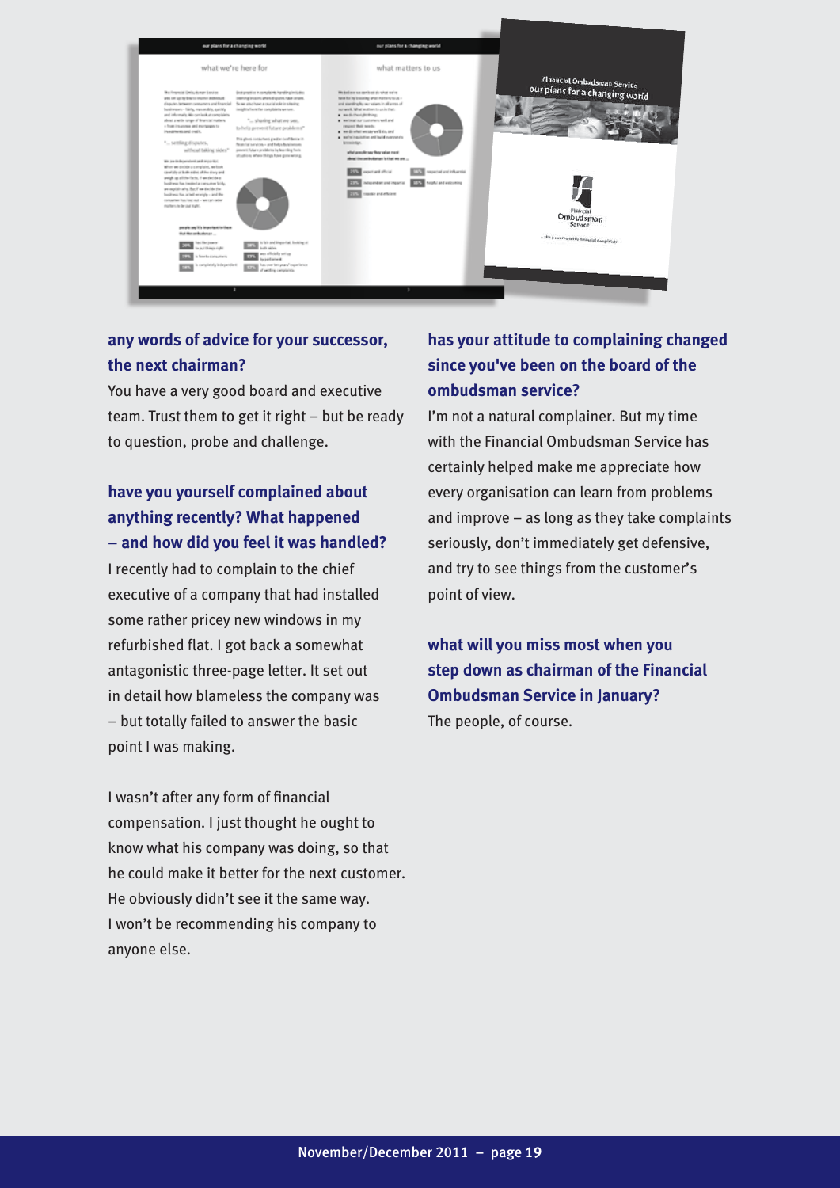### any words of advice for your successor, the next chairman?

You have a very good board and executive team. Trust them to get it right – but be ready to question, probe and challenge.

### have you yourself complained about anything recently? What happened – and how did you feel it was handled?

I recently had to complain to the chief executive of a company that had installed some rather pricey new windows in my refurbished flat. I got back a somewhat antagonistic three-page letter. It set out in detail how blameless the company was – but totally failed to answer the basic point I was making.

I wasn't after any form of financial compensation. I just thought he ought to know what his company was doing, so that he could make it better for the next customer. He obviously didn't see it the same way. I won't be recommending his company to anyone else.

### has your attitude to complaining changed since you've been on the board of the ombudsman service?

I'm not a natural complainer. But my time with the Financial Ombudsman Service has certainly helped make me appreciate how every organisation can learn from problems and improve – as long as they take complaints seriously, don't immediately get defensive, and try to see things from the customer's point of view.

### what will you miss most when you step down as chairman of the Financial Ombudsman Service in January?

The people, of course.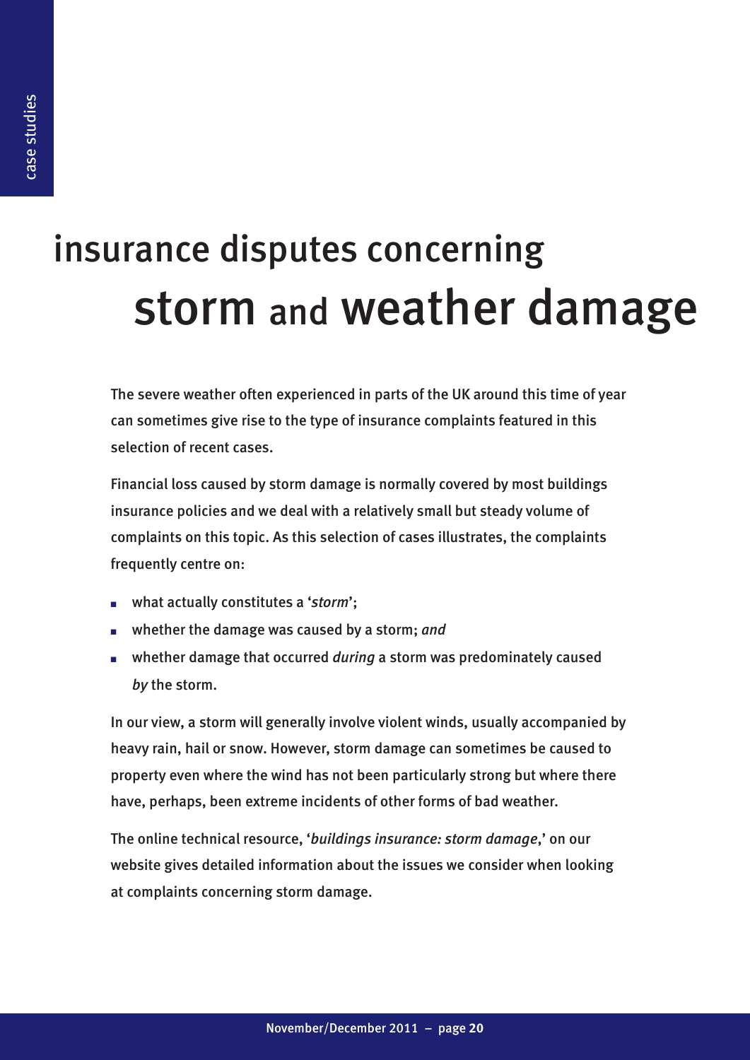# insurance disputes concerning storm and weather damage

The severe weather often experienced in parts of the UK around this time of year can sometimes give rise to the type of insurance complaints featured in this selection of recent cases.

Financial loss caused by storm damage is normally covered by most buildings insurance policies and we deal with a relatively small but steady volume of complaints on this topic. As this selection of cases illustrates, the complaints frequently centre on:

- what actually constitutes a '*storm*';
- whether the damage was caused by a storm; *and*
- whether damage that occurred *during* a storm was predominately caused *by* the storm.

In our view, a storm will generally involve violent winds, usually accompanied by heavy rain, hail or snow. However, storm damage can sometimes be caused to property even where the wind has not been particularly strong but where there have, perhaps, been extreme incidents of other forms of bad weather.

The online technical resource, '*buildings insurance: storm damage*,' on our website gives detailed information about the issues we consider when looking at complaints concerning storm damage.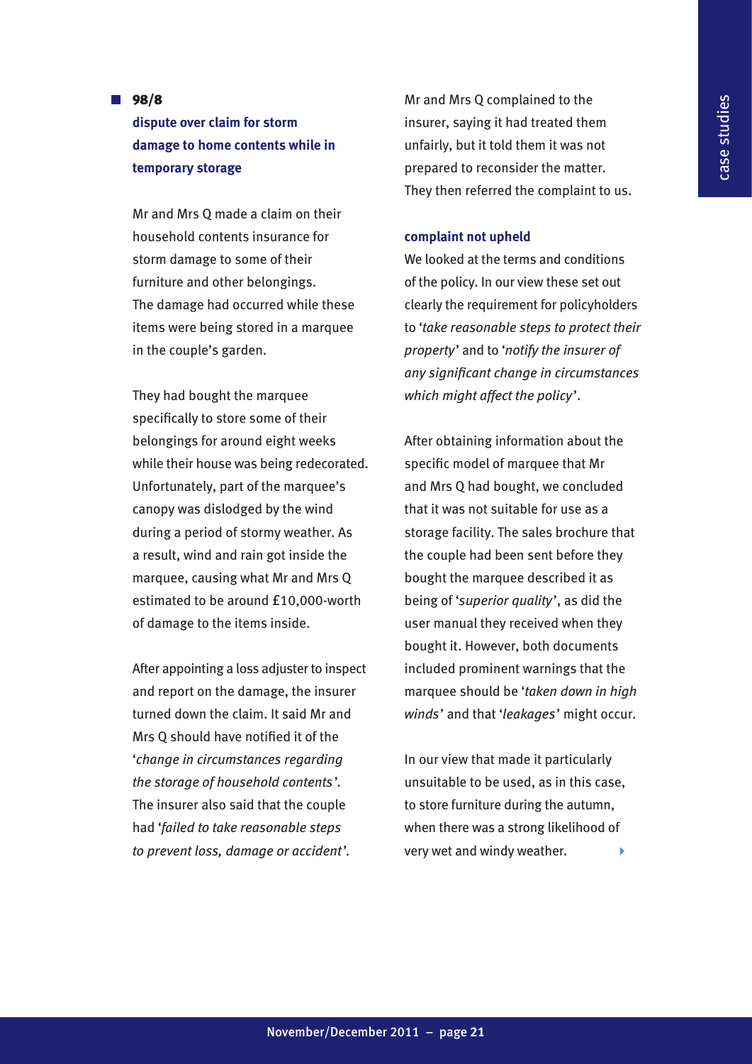## 98/8

### dispute over claim for storm damage to home contents while in temporary storage

Mr and Mrs Q made a claim on their household contents insurance for storm damage to some of their furniture and other belongings. The damage had occurred while these items were being stored in a marquee in the couple's garden.

They had bought the marquee specifically to store some of their belongings for around eight weeks while their house was being redecorated. Unfortunately, part of the marquee's canopy was dislodged by the wind during a period of stormy weather. As a result, wind and rain got inside the marquee, causing what Mr and Mrs Q estimated to be around £10,000-worth of damage to the items inside.

After appointing a loss adjuster to inspect and report on the damage, the insurer turned down the claim. It said Mr and Mrs Q should have notified it of the '*change in circumstances regarding the storage of household contents*'. The insurer also said that the couple had '*failed to take reasonable steps to prevent loss, damage or accident*'.

Mr and Mrs Q complained to the insurer, saying it had treated them unfairly, but it told them it was not prepared to reconsider the matter. They then referred the complaint to us.

### complaint not upheld

We looked at the terms and conditions of the policy. In our view these set out clearly the requirement for policyholders to '*take reasonable steps to protect their property*' and to '*notify the insurer of any significant change in circumstances which might affect the policy*'.

After obtaining information about the specific model of marquee that Mr and Mrs Q had bought, we concluded that it was not suitable for use as a storage facility. The sales brochure that the couple had been sent before they bought the marquee described it as being of '*superior quality*', as did the user manual they received when they bought it. However, both documents included prominent warnings that the marquee should be '*taken down in high winds*' and that '*leakages*' might occur.

In our view that made it particularly unsuitable to be used, as in this case, to store furniture during the autumn, when there was a strong likelihood of very wet and windy weather.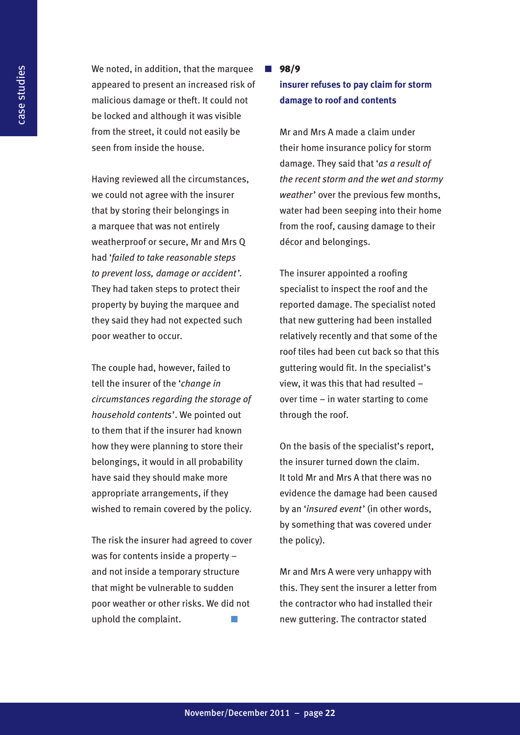We noted, in addition, that the marquee appeared to present an increased risk of malicious damage or theft. It could not be locked and although it was visible from the street, it could not easily be seen from inside the house.

Having reviewed all the circumstances, we could not agree with the insurer that by storing their belongings in a marquee that was not entirely weatherproof or secure, Mr and Mrs Q had '*failed to take reasonable steps to prevent loss, damage or accident*'. They had taken steps to protect their property by buying the marquee and they said they had not expected such poor weather to occur.

The couple had, however, failed to tell the insurer of the '*change in circumstances regarding the storage of household contents*'. We pointed out to them that if the insurer had known how they were planning to store their belongings, it would in all probability have said they should make more appropriate arrangements, if they wished to remain covered by the policy.

The risk the insurer had agreed to cover was for contents inside a property – and not inside a temporary structure that might be vulnerable to sudden poor weather or other risks. We did not uphold the complaint.

## 98/9

### insurer refuses to pay claim for storm damage to roof and contents

Mr and Mrs A made a claim under their home insurance policy for storm damage. They said that '*as a result of the recent storm and the wet and stormy weather*' over the previous few months, water had been seeping into their home from the roof, causing damage to their décor and belongings.

The insurer appointed a roofing specialist to inspect the roof and the reported damage. The specialist noted that new guttering had been installed relatively recently and that some of the roof tiles had been cut back so that this guttering would fit. In the specialist's view, it was this that had resulted – over time – in water starting to come through the roof.

On the basis of the specialist's report, the insurer turned down the claim. It told Mr and Mrs A that there was no evidence the damage had been caused by an '*insured event*' (in other words, by something that was covered under the policy).

Mr and Mrs A were very unhappy with this. They sent the insurer a letter from the contractor who had installed their new guttering. The contractor stated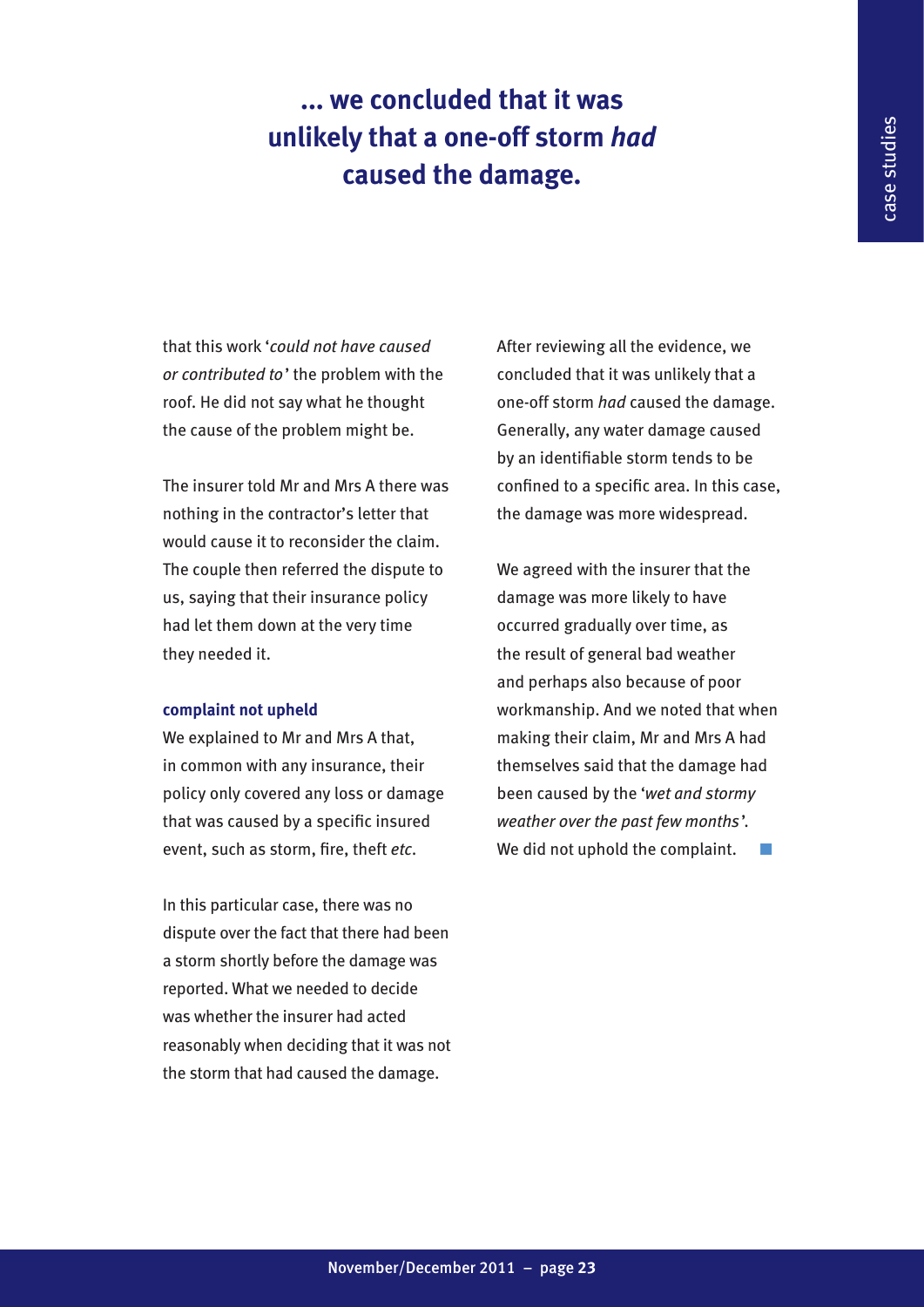**... we concluded that it was unlikely that a one-off storm *had* caused the damage.**

that this work '*could not have caused or contributed to*' the problem with the roof. He did not say what he thought the cause of the problem might be.

The insurer told Mr and Mrs A there was nothing in the contractor's letter that would cause it to reconsider the claim. The couple then referred the dispute to us, saying that their insurance policy had let them down at the very time they needed it.

**complaint not upheld**

We explained to Mr and Mrs A that, in common with any insurance, their policy only covered any loss or damage that was caused by a specific insured event, such as storm, fire, theft *etc*.

In this particular case, there was no dispute over the fact that there had been a storm shortly before the damage was reported. What we needed to decide was whether the insurer had acted reasonably when deciding that it was not the storm that had caused the damage.

After reviewing all the evidence, we concluded that it was unlikely that a one-off storm *had* caused the damage. Generally, any water damage caused by an identifiable storm tends to be confined to a specific area. In this case, the damage was more widespread.

We agreed with the insurer that the damage was more likely to have occurred gradually over time, as the result of general bad weather and perhaps also because of poor workmanship. And we noted that when making their claim, Mr and Mrs A had themselves said that the damage had been caused by the '*wet and stormy weather over the past few months*'. We did not uphold the complaint.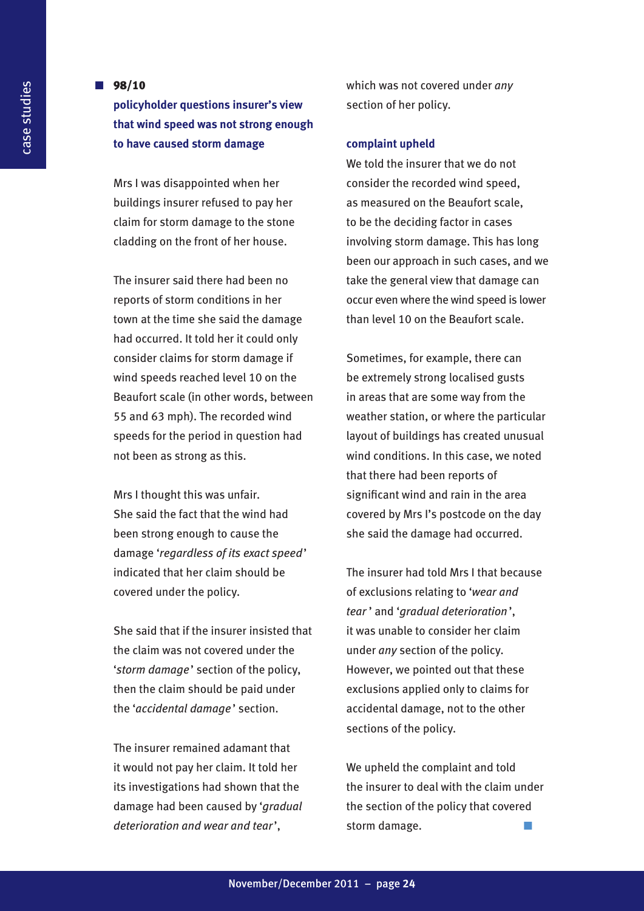**98/10**

## policyholder questions insurer's view that wind speed was not strong enough to have caused storm damage

Mrs I was disappointed when her buildings insurer refused to pay her claim for storm damage to the stone cladding on the front of her house.

The insurer said there had been no reports of storm conditions in her town at the time she said the damage had occurred. It told her it could only consider claims for storm damage if wind speeds reached level 10 on the Beaufort scale (in other words, between 55 and 63 mph). The recorded wind speeds for the period in question had not been as strong as this.

Mrs I thought this was unfair. She said the fact that the wind had been strong enough to cause the damage '*regardless of its exact speed*' indicated that her claim should be covered under the policy.

She said that if the insurer insisted that the claim was not covered under the '*storm damage*' section of the policy, then the claim should be paid under the '*accidental damage*' section.

The insurer remained adamant that it would not pay her claim. It told her its investigations had shown that the damage had been caused by '*gradual deterioration and wear and tear*', which was not covered under *any* section of her policy.

### complaint upheld

We told the insurer that we do not consider the recorded wind speed, as measured on the Beaufort scale, to be the deciding factor in cases involving storm damage. This has long been our approach in such cases, and we take the general view that damage can occur even where the wind speed is lower than level 10 on the Beaufort scale.

Sometimes, for example, there can be extremely strong localised gusts in areas that are some way from the weather station, or where the particular layout of buildings has created unusual wind conditions. In this case, we noted that there had been reports of significant wind and rain in the area covered by Mrs I's postcode on the day she said the damage had occurred.

The insurer had told Mrs I that because of exclusions relating to '*wear and tear*' and '*gradual deterioration*', it was unable to consider her claim under *any* section of the policy. However, we pointed out that these exclusions applied only to claims for accidental damage, not to the other sections of the policy.

We upheld the complaint and told the insurer to deal with the claim under the section of the policy that covered storm damage.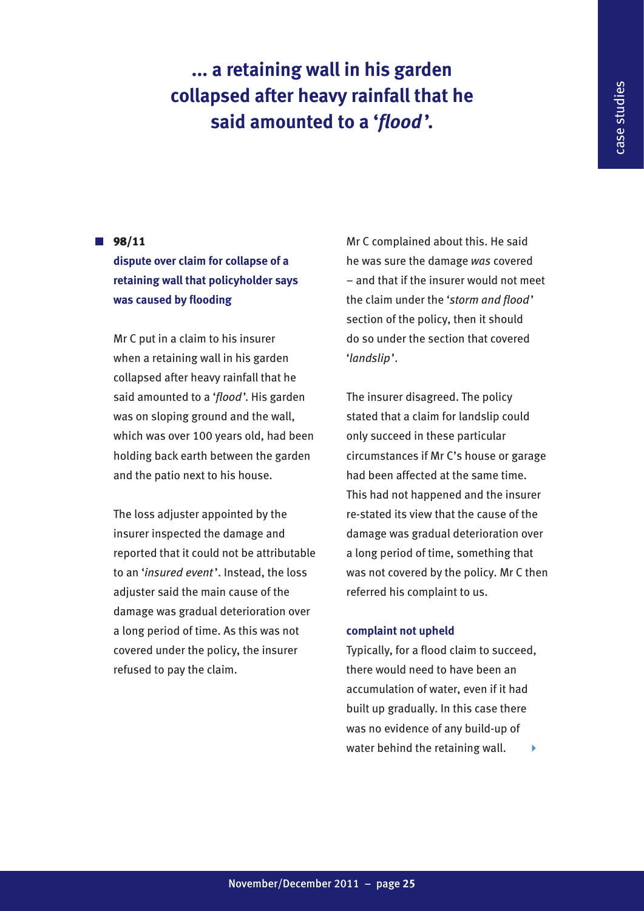# ... a retaining wall in his garden collapsed after heavy rainfall that he said amounted to a '*flood*'.

**98/11**

### dispute over claim for collapse of a retaining wall that policyholder says was caused by flooding

Mr C put in a claim to his insurer when a retaining wall in his garden collapsed after heavy rainfall that he said amounted to a '*flood*'. His garden was on sloping ground and the wall, which was over 100 years old, had been holding back earth between the garden and the patio next to his house.

The loss adjuster appointed by the insurer inspected the damage and reported that it could not be attributable to an '*insured event*'. Instead, the loss adjuster said the main cause of the damage was gradual deterioration over a long period of time. As this was not covered under the policy, the insurer refused to pay the claim.

Mr C complained about this. He said he was sure the damage *was* covered – and that if the insurer would not meet the claim under the '*storm and flood*' section of the policy, then it should do so under the section that covered '*landslip*'.

The insurer disagreed. The policy stated that a claim for landslip could only succeed in these particular circumstances if Mr C's house or garage had been affected at the same time. This had not happened and the insurer re-stated its view that the cause of the damage was gradual deterioration over a long period of time, something that was not covered by the policy. Mr C then referred his complaint to us.

**complaint not upheld**

Typically, for a flood claim to succeed, there would need to have been an accumulation of water, even if it had built up gradually. In this case there was no evidence of any build-up of water behind the retaining wall.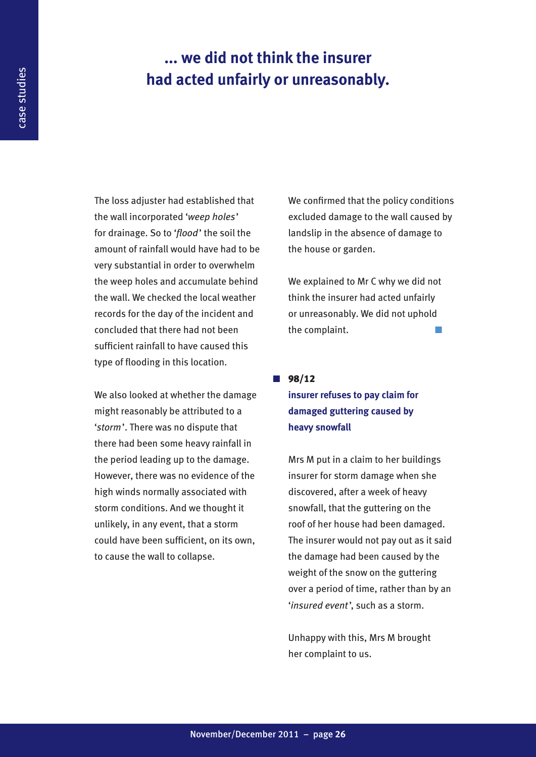## ... we did not think the insurer had acted unfairly or unreasonably.

The loss adjuster had established that the wall incorporated '*weep holes*' for drainage. So to '*flood*' the soil the amount of rainfall would have had to be very substantial in order to overwhelm the weep holes and accumulate behind the wall. We checked the local weather records for the day of the incident and concluded that there had not been sufficient rainfall to have caused this type of flooding in this location.

We also looked at whether the damage might reasonably be attributed to a '*storm*'. There was no dispute that there had been some heavy rainfall in the period leading up to the damage. However, there was no evidence of the high winds normally associated with storm conditions. And we thought it unlikely, in any event, that a storm could have been sufficient, on its own, to cause the wall to collapse.

We confirmed that the policy conditions excluded damage to the wall caused by landslip in the absence of damage to the house or garden.

We explained to Mr C why we did not think the insurer had acted unfairly or unreasonably. We did not uphold the complaint.

### 98/12
### insurer refuses to pay claim for damaged guttering caused by heavy snowfall

Mrs M put in a claim to her buildings insurer for storm damage when she discovered, after a week of heavy snowfall, that the guttering on the roof of her house had been damaged. The insurer would not pay out as it said the damage had been caused by the weight of the snow on the guttering over a period of time, rather than by an '*insured event*', such as a storm.

Unhappy with this, Mrs M brought her complaint to us.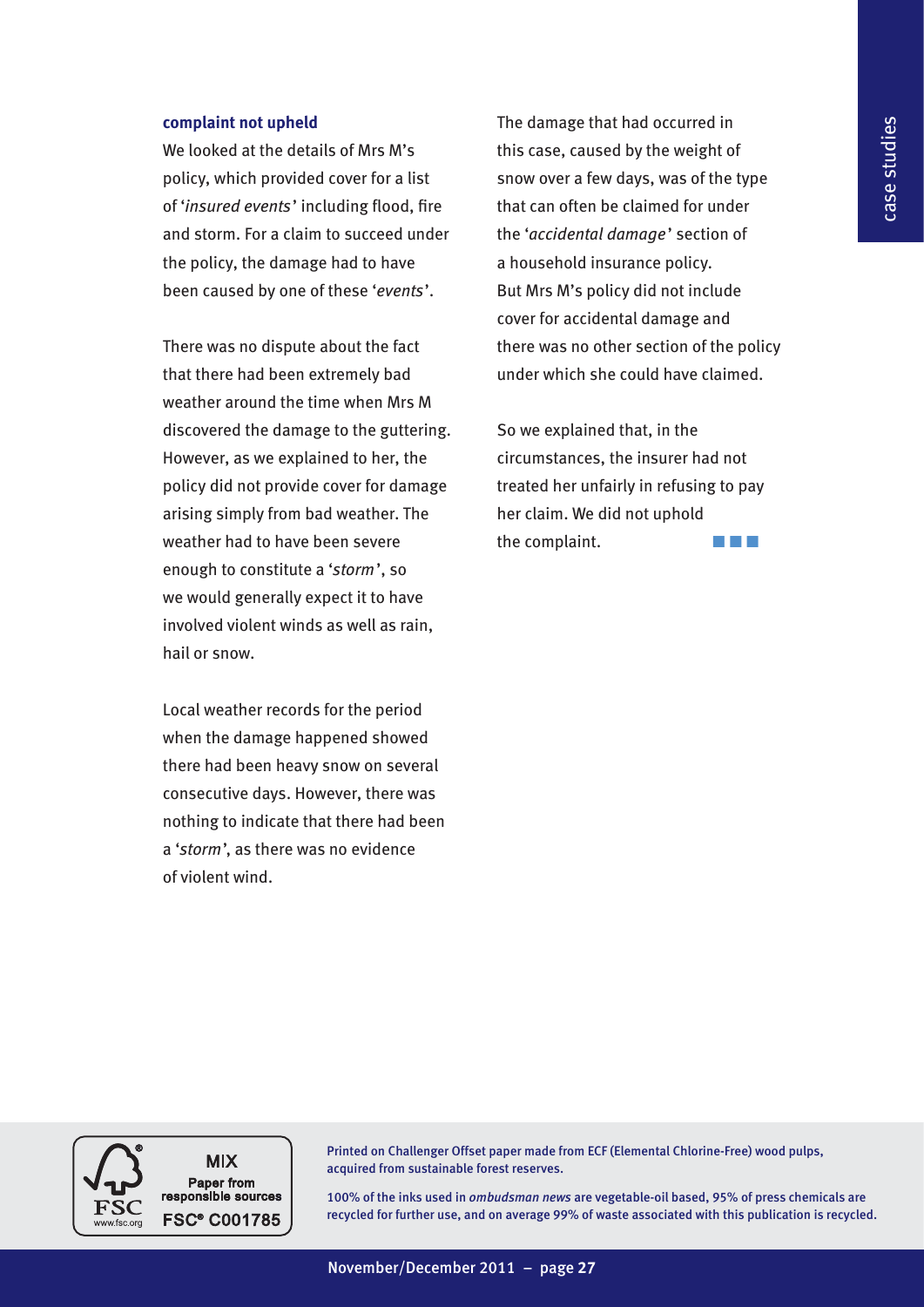**complaint not upheld**

We looked at the details of Mrs M's policy, which provided cover for a list of '*insured events*' including flood, fire and storm. For a claim to succeed under the policy, the damage had to have been caused by one of these '*events*'.

There was no dispute about the fact that there had been extremely bad weather around the time when Mrs M discovered the damage to the guttering. However, as we explained to her, the policy did not provide cover for damage arising simply from bad weather. The weather had to have been severe enough to constitute a '*storm*', so we would generally expect it to have involved violent winds as well as rain, hail or snow.

Local weather records for the period when the damage happened showed there had been heavy snow on several consecutive days. However, there was nothing to indicate that there had been a '*storm*', as there was no evidence of violent wind.

The damage that had occurred in this case, caused by the weight of snow over a few days, was of the type that can often be claimed for under the '*accidental damage*' section of a household insurance policy. But Mrs M's policy did not include cover for accidental damage and there was no other section of the policy under which she could have claimed.

So we explained that, in the circumstances, the insurer had not treated her unfairly in refusing to pay her claim. We did not uphold the complaint.

MIX
Paper from responsible sources
FSC® C001785

Printed on Challenger Offset paper made from ECF (Elemental Chlorine-Free) wood pulps, acquired from sustainable forest reserves.

100% of the inks used in *ombudsman news* are vegetable-oil based, 95% of press chemicals are recycled for further use, and on average 99% of waste associated with this publication is recycled.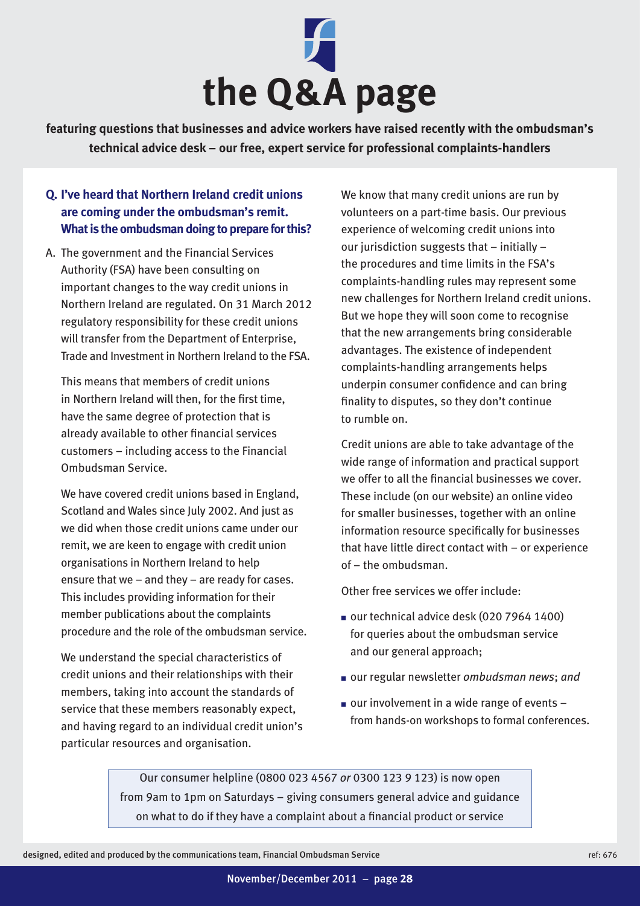# the Q&A page

**featuring questions that businesses and advice workers have raised recently with the ombudsman's technical advice desk – our free, expert service for professional complaints-handlers**

### Q. I've heard that Northern Ireland credit unions are coming under the ombudsman's remit. What is the ombudsman doing to prepare for this?

A. The government and the Financial Services Authority (FSA) have been consulting on important changes to the way credit unions in Northern Ireland are regulated. On 31 March 2012 regulatory responsibility for these credit unions will transfer from the Department of Enterprise, Trade and Investment in Northern Ireland to the FSA.

This means that members of credit unions in Northern Ireland will then, for the first time, have the same degree of protection that is already available to other financial services customers – including access to the Financial Ombudsman Service.

We have covered credit unions based in England, Scotland and Wales since July 2002. And just as we did when those credit unions came under our remit, we are keen to engage with credit union organisations in Northern Ireland to help ensure that we – and they – are ready for cases. This includes providing information for their member publications about the complaints procedure and the role of the ombudsman service.

We understand the special characteristics of credit unions and their relationships with their members, taking into account the standards of service that these members reasonably expect, and having regard to an individual credit union's particular resources and organisation.

We know that many credit unions are run by volunteers on a part-time basis. Our previous experience of welcoming credit unions into our jurisdiction suggests that – initially – the procedures and time limits in the FSA's complaints-handling rules may represent some new challenges for Northern Ireland credit unions. But we hope they will soon come to recognise that the new arrangements bring considerable advantages. The existence of independent complaints-handling arrangements helps underpin consumer confidence and can bring finality to disputes, so they don't continue to rumble on.

Credit unions are able to take advantage of the wide range of information and practical support we offer to all the financial businesses we cover. These include (on our website) an online video for smaller businesses, together with an online information resource specifically for businesses that have little direct contact with – or experience of – the ombudsman.

Other free services we offer include:

- our technical advice desk (020 7964 1400) for queries about the ombudsman service and our general approach;
- our regular newsletter *ombudsman news*; *and*
- our involvement in a wide range of events – from hands-on workshops to formal conferences.

Our consumer helpline (0800 023 4567 *or* 0300 123 9 123) is now open from 9am to 1pm on Saturdays – giving consumers general advice and guidance on what to do if they have a complaint about a financial product or service

designed, edited and produced by the communications team, Financial Ombudsman Service

ref: 676